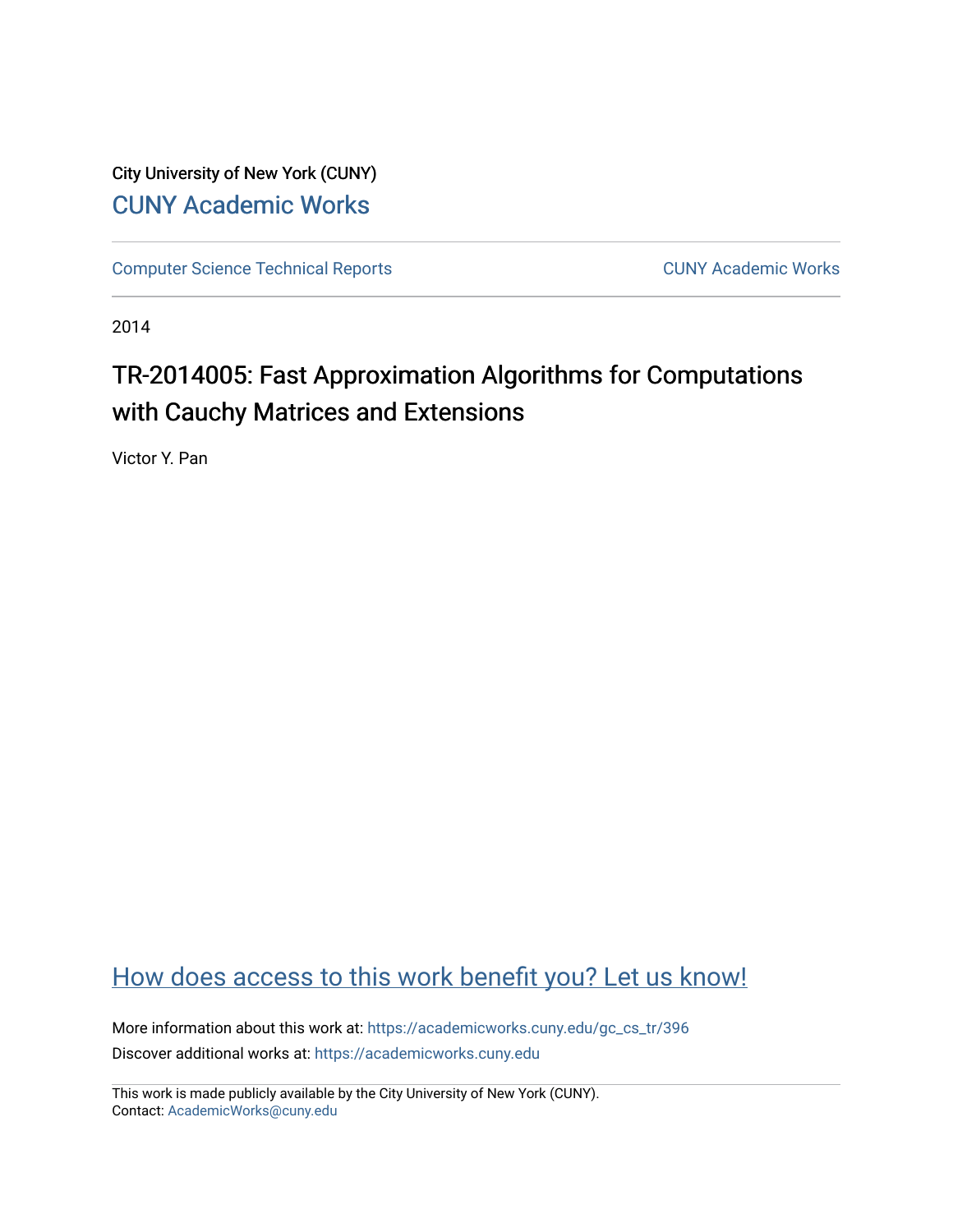City University of New York (CUNY)

CUNY Academic Works

Computer Science Technical Reports

CUNY Academic Works

2014

# TR-2014005: Fast Approximation Algorithms for Computations with Cauchy Matrices and Extensions

Victor Y. Pan

How does access to this work benefit you? Let us know!

More information about this work at: https://academicworks.cuny.edu/gc_cs_tr/396

Discover additional works at: https://academicworks.cuny.edu

This work is made publicly available by the City University of New York (CUNY).
Contact: AcademicWorks@cuny.edu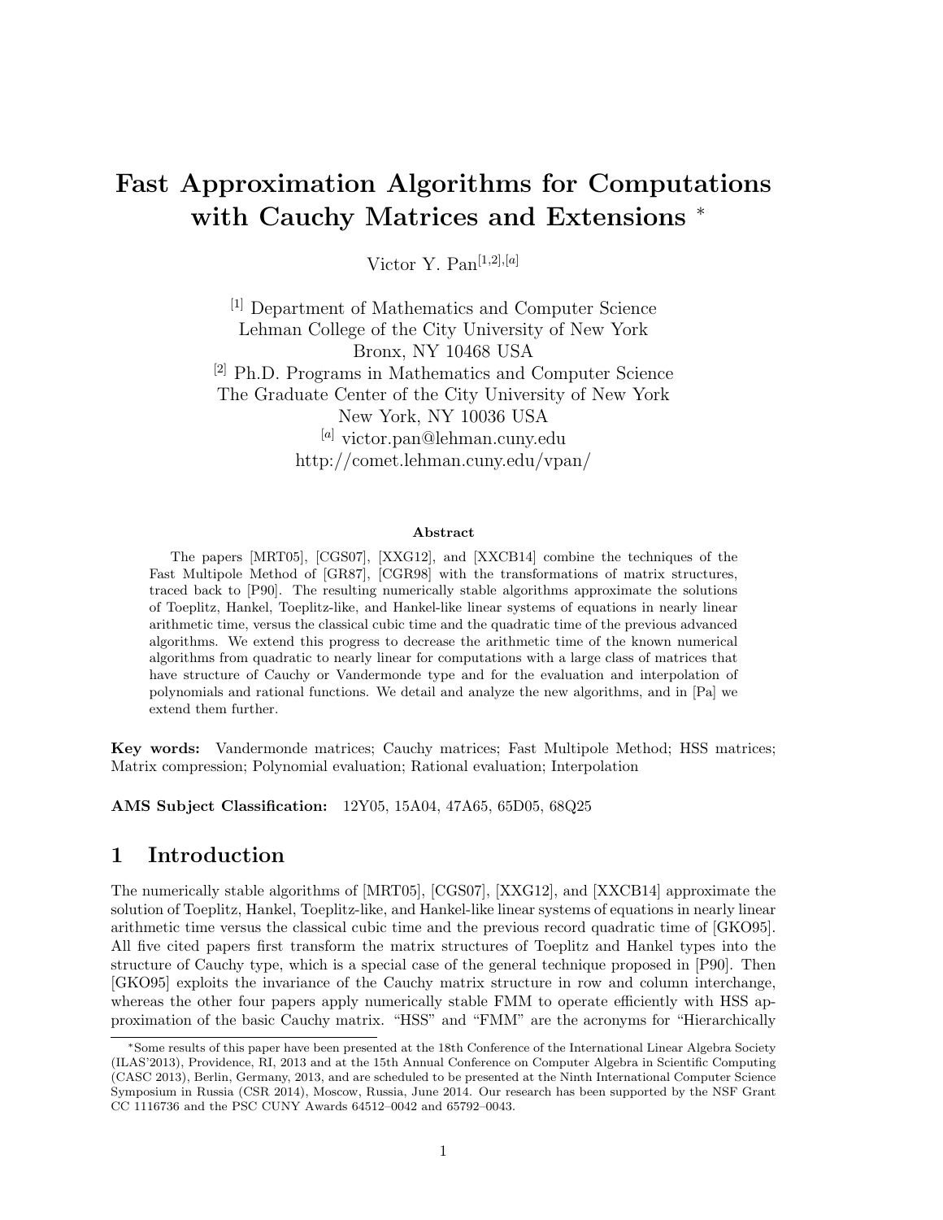# Fast Approximation Algorithms for Computations with Cauchy Matrices and Extensions *

Victor Y. Pan[1,2],[a]

[1] Department of Mathematics and Computer Science
Lehman College of the City University of New York
Bronx, NY 10468 USA
[2] Ph.D. Programs in Mathematics and Computer Science
The Graduate Center of the City University of New York
New York, NY 10036 USA
[a] victor.pan@lehman.cuny.edu
http://comet.lehman.cuny.edu/vpan/

**Abstract**

The papers [MRT05], [CGS07], [XXG12], and [XXCB14] combine the techniques of the Fast Multipole Method of [GR87], [CGR98] with the transformations of matrix structures, traced back to [P90]. The resulting numerically stable algorithms approximate the solutions of Toeplitz, Hankel, Toeplitz-like, and Hankel-like linear systems of equations in nearly linear arithmetic time, versus the classical cubic time and the quadratic time of the previous advanced algorithms. We extend this progress to decrease the arithmetic time of the known numerical algorithms from quadratic to nearly linear for computations with a large class of matrices that have structure of Cauchy or Vandermonde type and for the evaluation and interpolation of polynomials and rational functions. We detail and analyze the new algorithms, and in [Pa] we extend them further.

**Key words:** Vandermonde matrices; Cauchy matrices; Fast Multipole Method; HSS matrices; Matrix compression; Polynomial evaluation; Rational evaluation; Interpolation

**AMS Subject Classification:** 12Y05, 15A04, 47A65, 65D05, 68Q25

## 1 Introduction

The numerically stable algorithms of [MRT05], [CGS07], [XXG12], and [XXCB14] approximate the solution of Toeplitz, Hankel, Toeplitz-like, and Hankel-like linear systems of equations in nearly linear arithmetic time versus the classical cubic time and the previous record quadratic time of [GKO95]. All five cited papers first transform the matrix structures of Toeplitz and Hankel types into the structure of Cauchy type, which is a special case of the general technique proposed in [P90]. Then [GKO95] exploits the invariance of the Cauchy matrix structure in row and column interchange, whereas the other four papers apply numerically stable FMM to operate efficiently with HSS approximation of the basic Cauchy matrix. "HSS" and "FMM" are the acronyms for "Hierarchically

*Some results of this paper have been presented at the 18th Conference of the International Linear Algebra Society (ILAS'2013), Providence, RI, 2013 and at the 15th Annual Conference on Computer Algebra in Scientific Computing (CASC 2013), Berlin, Germany, 2013, and are scheduled to be presented at the Ninth International Computer Science Symposium in Russia (CSR 2014), Moscow, Russia, June 2014. Our research has been supported by the NSF Grant CC 1116736 and the PSC CUNY Awards 64512–0042 and 65792–0043.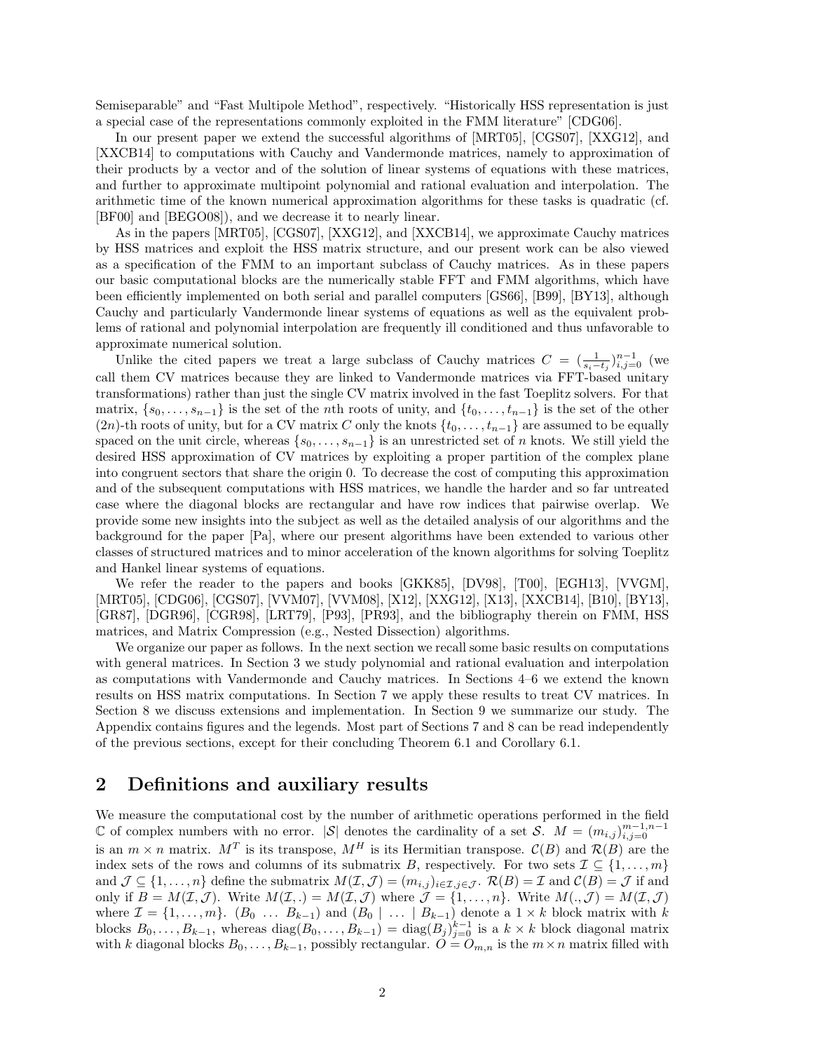Semiseparable" and "Fast Multipole Method", respectively. "Historically HSS representation is just a special case of the representations commonly exploited in the FMM literature" [CDG06].

In our present paper we extend the successful algorithms of [MRT05], [CGS07], [XXG12], and [XXCB14] to computations with Cauchy and Vandermonde matrices, namely to approximation of their products by a vector and of the solution of linear systems of equations with these matrices, and further to approximate multipoint polynomial and rational evaluation and interpolation. The arithmetic time of the known numerical approximation algorithms for these tasks is quadratic (cf. [BF00] and [BEGO08]), and we decrease it to nearly linear.

As in the papers [MRT05], [CGS07], [XXG12], and [XXCB14], we approximate Cauchy matrices by HSS matrices and exploit the HSS matrix structure, and our present work can be also viewed as a specification of the FMM to an important subclass of Cauchy matrices. As in these papers our basic computational blocks are the numerically stable FFT and FMM algorithms, which have been efficiently implemented on both serial and parallel computers [GS66], [B99], [BY13], although Cauchy and particularly Vandermonde linear systems of equations as well as the equivalent problems of rational and polynomial interpolation are frequently ill conditioned and thus unfavorable to approximate numerical solution.

Unlike the cited papers we treat a large subclass of Cauchy matrices $C = (\frac{1}{s_i - t_j})_{i,j=0}^{n-1}$ (we call them CV matrices because they are linked to Vandermonde matrices via FFT-based unitary transformations) rather than just the single CV matrix involved in the fast Toeplitz solvers. For that matrix, $\{s_0, \ldots, s_{n-1}\}$ is the set of the $n$th roots of unity, and $\{t_0, \ldots, t_{n-1}\}$ is the set of the other $(2n)$-th roots of unity, but for a CV matrix $C$ only the knots $\{t_0, \ldots, t_{n-1}\}$ are assumed to be equally spaced on the unit circle, whereas $\{s_0, \ldots, s_{n-1}\}$ is an unrestricted set of $n$ knots. We still yield the desired HSS approximation of CV matrices by exploiting a proper partition of the complex plane into congruent sectors that share the origin 0. To decrease the cost of computing this approximation and of the subsequent computations with HSS matrices, we handle the harder and so far untreated case where the diagonal blocks are rectangular and have row indices that pairwise overlap. We provide some new insights into the subject as well as the detailed analysis of our algorithms and the background for the paper [Pa], where our present algorithms have been extended to various other classes of structured matrices and to minor acceleration of the known algorithms for solving Toeplitz and Hankel linear systems of equations.

We refer the reader to the papers and books [GKK85], [DV98], [T00], [EGH13], [VVGM], [MRT05], [CDG06], [CGS07], [VVM07], [VVM08], [X12], [XXG12], [X13], [XXCB14], [B10], [BY13], [GR87], [DGR96], [CGR98], [LRT79], [P93], [PR93], and the bibliography therein on FMM, HSS matrices, and Matrix Compression (e.g., Nested Dissection) algorithms.

We organize our paper as follows. In the next section we recall some basic results on computations with general matrices. In Section 3 we study polynomial and rational evaluation and interpolation as computations with Vandermonde and Cauchy matrices. In Sections 4–6 we extend the known results on HSS matrix computations. In Section 7 we apply these results to treat CV matrices. In Section 8 we discuss extensions and implementation. In Section 9 we summarize our study. The Appendix contains figures and the legends. Most part of Sections 7 and 8 can be read independently of the previous sections, except for their concluding Theorem 6.1 and Corollary 6.1.

## 2 Definitions and auxiliary results

We measure the computational cost by the number of arithmetic operations performed in the field $\mathbb{C}$ of complex numbers with no error. $|\mathcal{S}|$ denotes the cardinality of a set $\mathcal{S}$. $M = (m_{i,j})_{i,j=0}^{m-1,n-1}$ is an $m \times n$ matrix. $M^T$ is its transpose, $M^H$ is its Hermitian transpose. $\mathcal{C}(B)$ and $\mathcal{R}(B)$ are the index sets of the rows and columns of its submatrix $B$, respectively. For two sets $\mathcal{I} \subseteq \{1, \ldots, m\}$ and $\mathcal{J} \subseteq \{1, \ldots, n\}$ define the submatrix $M(\mathcal{I}, \mathcal{J}) = (m_{i,j})_{i \in \mathcal{I}, j \in \mathcal{J}}$. $\mathcal{R}(B) = \mathcal{I}$ and $\mathcal{C}(B) = \mathcal{J}$ if and only if $B = M(\mathcal{I}, \mathcal{J})$. Write $M(\mathcal{I}, .) = M(\mathcal{I}, \mathcal{J})$ where $\mathcal{J} = \{1, \ldots, n\}$. Write $M(., \mathcal{J}) = M(\mathcal{I}, \mathcal{J})$ where $\mathcal{I} = \{1, \ldots, m\}$. $(B_0 \ \ldots \ B_{k-1})$ and $(B_0 \mid \ \ldots \ \mid B_{k-1})$ denote a $1 \times k$ block matrix with $k$ blocks $B_0, \ldots, B_{k-1}$, whereas $\operatorname{diag}(B_0, \ldots, B_{k-1}) = \operatorname{diag}(B_j)_{j=0}^{k-1}$ is a $k \times k$ block diagonal matrix with $k$ diagonal blocks $B_0, \ldots, B_{k-1}$, possibly rectangular. $O = O_{m,n}$ is the $m \times n$ matrix filled with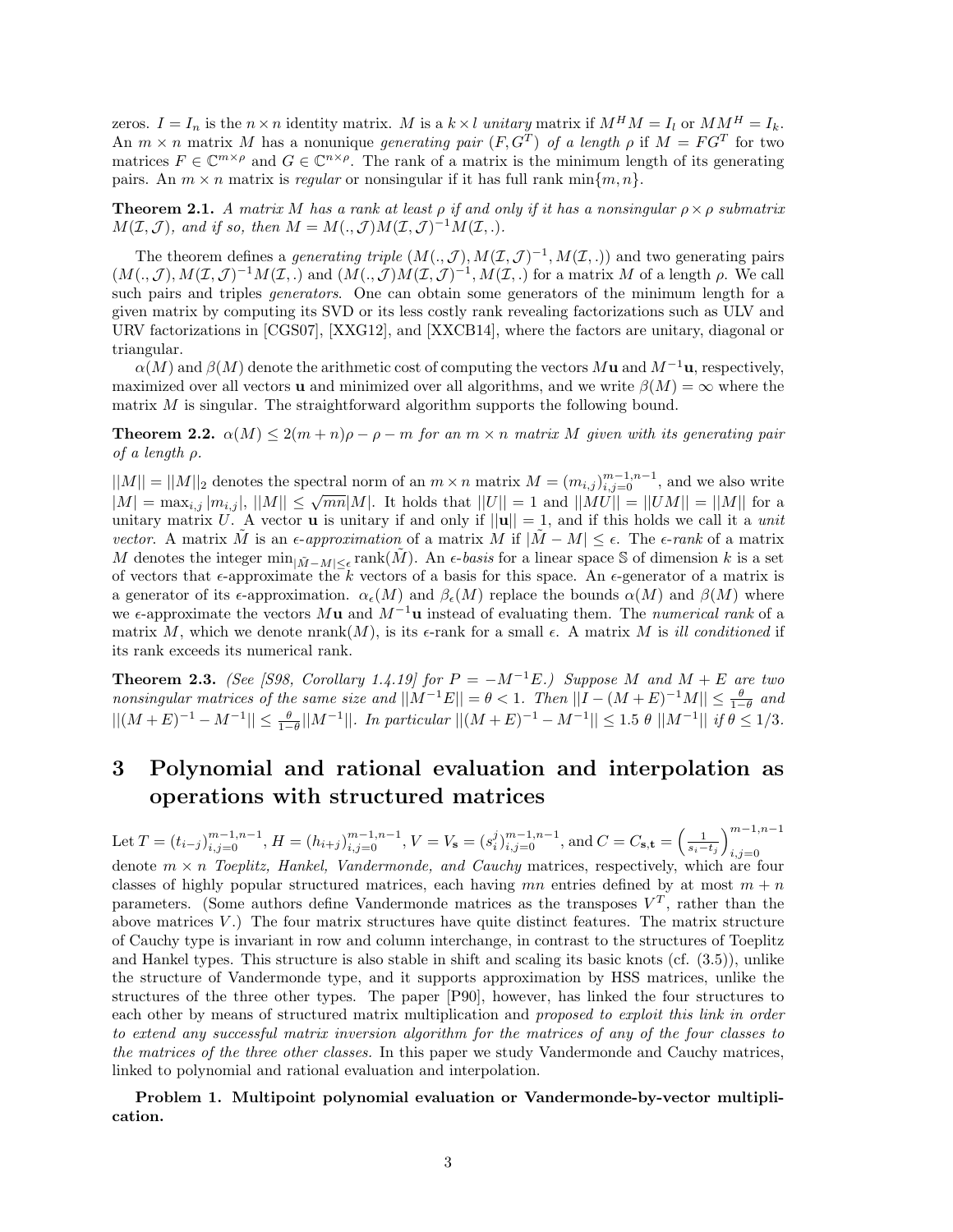zeros. $I = I_n$ is the $n \times n$ identity matrix. $M$ is a $k \times l$ *unitary* matrix if $M^H M = I_l$ or $MM^H = I_k$. An $m \times n$ matrix $M$ has a nonunique *generating pair* $(F, G^T)$ *of a length* $\rho$ if $M = FG^T$ for two matrices $F \in \mathbb{C}^{m\times\rho}$ and $G \in \mathbb{C}^{n\times\rho}$. The rank of a matrix is the minimum length of its generating pairs. An $m \times n$ matrix is *regular* or nonsingular if it has full rank $\min\{m, n\}$.

**Theorem 2.1.** *A matrix $M$ has a rank at least $\rho$ if and only if it has a nonsingular $\rho \times \rho$ submatrix $M(\mathcal{I}, \mathcal{J})$, and if so, then $M = M(., \mathcal{J})M(\mathcal{I}, \mathcal{J})^{-1}M(\mathcal{I}, .)$.*

The theorem defines a *generating triple* $(M(., \mathcal{J}), M(\mathcal{I}, \mathcal{J})^{-1}, M(\mathcal{I}, .))$ and two generating pairs $(M(., \mathcal{J}), M(\mathcal{I}, \mathcal{J})^{-1}M(\mathcal{I}, .)$ and $(M(., \mathcal{J})M(\mathcal{I}, \mathcal{J})^{-1}, M(\mathcal{I}, .)$ for a matrix $M$ of a length $\rho$. We call such pairs and triples *generators*. One can obtain some generators of the minimum length for a given matrix by computing its SVD or its less costly rank revealing factorizations such as ULV and URV factorizations in [CGS07], [XXG12], and [XXCB14], where the factors are unitary, diagonal or triangular.

$\alpha(M)$ and $\beta(M)$ denote the arithmetic cost of computing the vectors $M\mathbf{u}$ and $M^{-1}\mathbf{u}$, respectively, maximized over all vectors $\mathbf{u}$ and minimized over all algorithms, and we write $\beta(M) = \infty$ where the matrix $M$ is singular. The straightforward algorithm supports the following bound.

**Theorem 2.2.** *$\alpha(M) \le 2(m + n)\rho - \rho - m$ for an $m \times n$ matrix $M$ given with its generating pair of a length $\rho$.*

$||M|| = ||M||_2$ denotes the spectral norm of an $m \times n$ matrix $M = (m_{i,j})_{i,j=0}^{m-1,n-1}$, and we also write $|M| = \max_{i,j} |m_{i,j}|$, $||M|| \le \sqrt{mn}|M|$. It holds that $||U|| = 1$ and $||MU|| = ||UM|| = ||M||$ for a unitary matrix $U$. A vector $\mathbf{u}$ is unitary if and only if $||\mathbf{u}|| = 1$, and if this holds we call it a *unit vector*. A matrix $\tilde{M}$ is an *$\epsilon$-approximation* of a matrix $M$ if $|\tilde{M} - M| \le \epsilon$. The *$\epsilon$-rank* of a matrix $M$ denotes the integer $\min_{|\tilde{M}-M|\le\epsilon} \text{rank}(\tilde{M})$. An *$\epsilon$-basis* for a linear space $\mathbb{S}$ of dimension $k$ is a set of vectors that $\epsilon$-approximate the $k$ vectors of a basis for this space. An $\epsilon$-generator of a matrix is a generator of its $\epsilon$-approximation. $\alpha_\epsilon(M)$ and $\beta_\epsilon(M)$ replace the bounds $\alpha(M)$ and $\beta(M)$ where we $\epsilon$-approximate the vectors $M\mathbf{u}$ and $M^{-1}\mathbf{u}$ instead of evaluating them. The *numerical rank* of a matrix $M$, which we denote nrank$(M)$, is its $\epsilon$-rank for a small $\epsilon$. A matrix $M$ is *ill conditioned* if its rank exceeds its numerical rank.

**Theorem 2.3.** *(See [S98, Corollary 1.4.19] for $P = -M^{-1}E$.) Suppose $M$ and $M + E$ are two nonsingular matrices of the same size and $||M^{-1}E|| = \theta < 1$. Then $||I - (M + E)^{-1}M|| \le \frac{\theta}{1-\theta}$ and $||(M + E)^{-1} - M^{-1}|| \le \frac{\theta}{1-\theta}||M^{-1}||$. In particular $||(M + E)^{-1} - M^{-1}|| \le 1.5\ \theta\ ||M^{-1}||$ if $\theta \le 1/3$.*

# 3 Polynomial and rational evaluation and interpolation as operations with structured matrices

Let $T = (t_{i-j})_{i,j=0}^{m-1,n-1}$, $H = (h_{i+j})_{i,j=0}^{m-1,n-1}$, $V = V_{\mathbf{s}} = (s_i^j)_{i,j=0}^{m-1,n-1}$, and $C = C_{\mathbf{s},\mathbf{t}} = \left(\frac{1}{s_i - t_j}\right)_{i,j=0}^{m-1,n-1}$ denote $m \times n$ *Toeplitz, Hankel, Vandermonde, and Cauchy* matrices, respectively, which are four classes of highly popular structured matrices, each having $mn$ entries defined by at most $m + n$ parameters. (Some authors define Vandermonde matrices as the transposes $V^T$, rather than the above matrices $V$.) The four matrix structures have quite distinct features. The matrix structure of Cauchy type is invariant in row and column interchange, in contrast to the structures of Toeplitz and Hankel types. This structure is also stable in shift and scaling its basic knots (cf. (3.5)), unlike the structure of Vandermonde type, and it supports approximation by HSS matrices, unlike the structures of the three other types. The paper [P90], however, has linked the four structures to each other by means of structured matrix multiplication and *proposed to exploit this link in order to extend any successful matrix inversion algorithm for the matrices of any of the four classes to the matrices of the three other classes.* In this paper we study Vandermonde and Cauchy matrices, linked to polynomial and rational evaluation and interpolation.

**Problem 1. Multipoint polynomial evaluation or Vandermonde-by-vector multiplication.**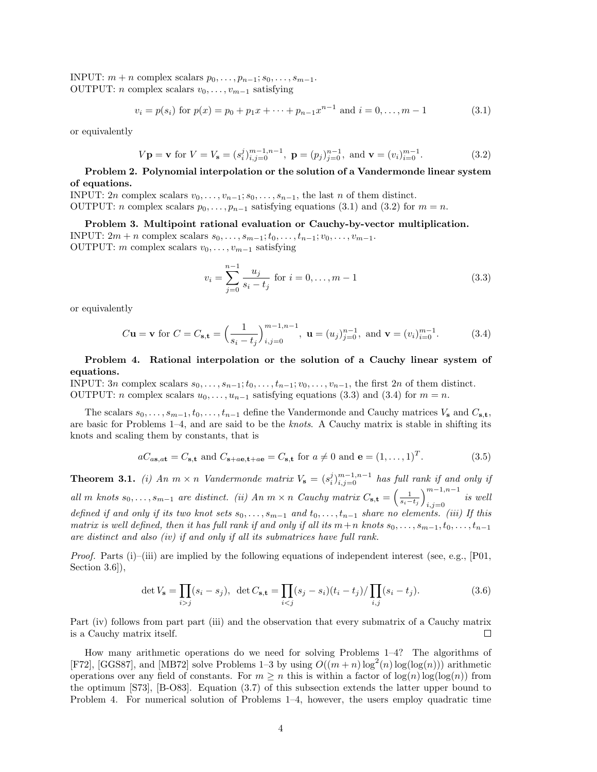INPUT: $m+n$ complex scalars $p_0,\dots,p_{n-1};s_0,\dots,s_{m-1}$.
OUTPUT: $n$ complex scalars $v_0,\dots,v_{m-1}$ satisfying

$$v_i = p(s_i) \text{ for } p(x) = p_0 + p_1 x + \cdots + p_{n-1}x^{n-1} \text{ and } i = 0,\dots,m-1 \tag{3.1}$$

or equivalently

$$V\mathbf{p} = \mathbf{v} \text{ for } V = V_{\mathbf{s}} = (s_i^j)_{i,j=0}^{m-1,n-1},\ \mathbf{p} = (p_j)_{j=0}^{n-1},\ \text{and } \mathbf{v} = (v_i)_{i=0}^{m-1}. \tag{3.2}$$

**Problem 2. Polynomial interpolation or the solution of a Vandermonde linear system of equations.**
INPUT: $2n$ complex scalars $v_0,\dots,v_{n-1};s_0,\dots,s_{n-1}$, the last $n$ of them distinct.
OUTPUT: $n$ complex scalars $p_0,\dots,p_{n-1}$ satisfying equations (3.1) and (3.2) for $m=n$.

**Problem 3. Multipoint rational evaluation or Cauchy-by-vector multiplication.**
INPUT: $2m+n$ complex scalars $s_0,\dots,s_{m-1};t_0,\dots,t_{n-1};v_0,\dots,v_{m-1}$.
OUTPUT: $m$ complex scalars $v_0,\dots,v_{m-1}$ satisfying

$$v_i = \sum_{j=0}^{n-1} \frac{u_j}{s_i - t_j} \text{ for } i = 0,\dots,m-1 \tag{3.3}$$

or equivalently

$$C\mathbf{u} = \mathbf{v} \text{ for } C = C_{\mathbf{s},\mathbf{t}} = \Big(\frac{1}{s_i - t_j}\Big)_{i,j=0}^{m-1,n-1},\ \mathbf{u} = (u_j)_{j=0}^{n-1},\ \text{and } \mathbf{v} = (v_i)_{i=0}^{m-1}. \tag{3.4}$$

**Problem 4. Rational interpolation or the solution of a Cauchy linear system of equations.**
INPUT: $3n$ complex scalars $s_0,\dots,s_{n-1};t_0,\dots,t_{n-1};v_0,\dots,v_{n-1}$, the first $2n$ of them distinct.
OUTPUT: $n$ complex scalars $u_0,\dots,u_{n-1}$ satisfying equations (3.3) and (3.4) for $m=n$.

The scalars $s_0,\dots,s_{m-1},t_0,\dots,t_{n-1}$ define the Vandermonde and Cauchy matrices $V_{\mathbf{s}}$ and $C_{\mathbf{s},\mathbf{t}}$, are basic for Problems 1–4, and are said to be the *knots*. A Cauchy matrix is stable in shifting its knots and scaling them by constants, that is

$$aC_{a\mathbf{s},a\mathbf{t}} = C_{\mathbf{s},\mathbf{t}} \text{ and } C_{\mathbf{s}+a\mathbf{e},\mathbf{t}+a\mathbf{e}} = C_{\mathbf{s},\mathbf{t}} \text{ for } a \neq 0 \text{ and } \mathbf{e} = (1,\dots,1)^T. \tag{3.5}$$

**Theorem 3.1.** *(i) An $m\times n$ Vandermonde matrix $V_{\mathbf{s}} = (s_i^j)_{i,j=0}^{m-1,n-1}$ has full rank if and only if all $m$ knots $s_0,\dots,s_{m-1}$ are distinct. (ii) An $m\times n$ Cauchy matrix $C_{\mathbf{s},\mathbf{t}} = \Big(\frac{1}{s_i-t_j}\Big)_{i,j=0}^{m-1,n-1}$ is well defined if and only if its two knot sets $s_0,\dots,s_{m-1}$ and $t_0,\dots,t_{n-1}$ share no elements. (iii) If this matrix is well defined, then it has full rank if and only if all its $m+n$ knots $s_0,\dots,s_{m-1},t_0,\dots,t_{n-1}$ are distinct and also (iv) if and only if all its submatrices have full rank.*

*Proof.* Parts (i)–(iii) are implied by the following equations of independent interest (see, e.g., [P01, Section 3.6]),

$$\det V_{\mathbf{s}} = \prod_{i>j}(s_i - s_j),\ \ \det C_{\mathbf{s},\mathbf{t}} = \prod_{i<j}(s_j - s_i)(t_i - t_j)/\prod_{i,j}(s_i - t_j). \tag{3.6}$$

Part (iv) follows from part part (iii) and the observation that every submatrix of a Cauchy matrix is a Cauchy matrix itself. □

How many arithmetic operations do we need for solving Problems 1–4? The algorithms of [F72], [GGS87], and [MB72] solve Problems 1–3 by using $O((m+n)\log^2(n)\log(\log(n)))$ arithmetic operations over any field of constants. For $m \geq n$ this is within a factor of $\log(n)\log(\log(n))$ from the optimum [S73], [B-O83]. Equation (3.7) of this subsection extends the latter upper bound to Problem 4. For numerical solution of Problems 1–4, however, the users employ quadratic time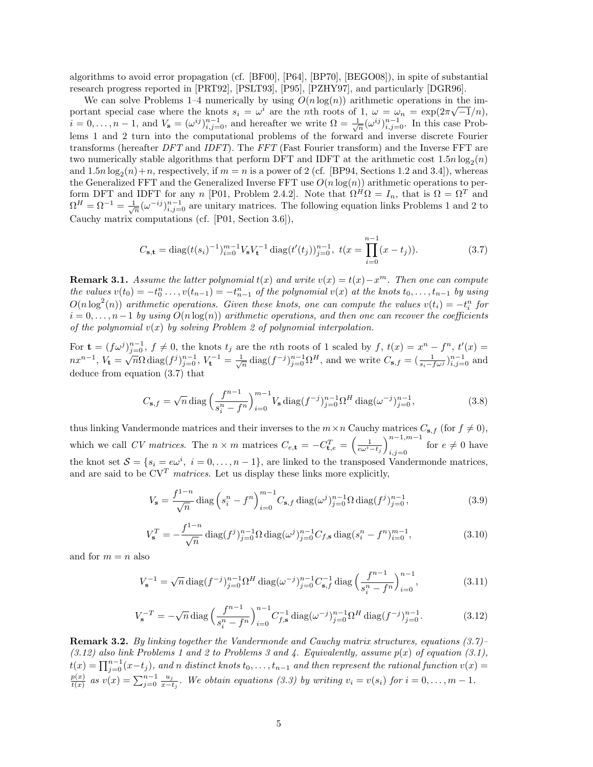algorithms to avoid error propagation (cf. [BF00], [P64], [BP70], [BEGO08]), in spite of substantial research progress reported in [PRT92], [PSLT93], [P95], [PZHY97], and particularly [DGR96].

We can solve Problems 1–4 numerically by using $O(n\log(n))$ arithmetic operations in the important special case where the knots $s_i = \omega^i$ are the $n$th roots of 1, $\omega = \omega_n = \exp(2\pi\sqrt{-1}/n)$, $i = 0,\dots,n-1$, and $V_{\mathbf{s}} = (\omega^{ij})_{i,j=0}^{n-1}$, and hereafter we write $\Omega = \frac{1}{\sqrt{n}}(\omega^{ij})_{i,j=0}^{n-1}$. In this case Problems 1 and 2 turn into the computational problems of the forward and inverse discrete Fourier transforms (hereafter *DFT* and *IDFT*). The *FFT* (Fast Fourier transform) and the Inverse FFT are two numerically stable algorithms that perform DFT and IDFT at the arithmetic cost $1.5n\log_2(n)$ and $1.5n\log_2(n)+n$, respectively, if $m = n$ is a power of 2 (cf. [BP94, Sections 1.2 and 3.4]), whereas the Generalized FFT and the Generalized Inverse FFT use $O(n\log(n))$ arithmetic operations to perform DFT and IDFT for any $n$ [P01, Problem 2.4.2]. Note that $\Omega^H\Omega = I_n$, that is $\Omega = \Omega^T$ and $\Omega^H = \Omega^{-1} = \frac{1}{\sqrt{n}}(\omega^{-ij})_{i,j=0}^{n-1}$ are unitary matrices. The following equation links Problems 1 and 2 to Cauchy matrix computations (cf. [P01, Section 3.6]),

$$C_{\mathbf{s},\mathbf{t}} = \operatorname{diag}(t(s_i)^{-1})_{i=0}^{m-1} V_{\mathbf{s}} V_{\mathbf{t}}^{-1} \operatorname{diag}(t'(t_j))_{j=0}^{n-1},\ \ t(x = \prod_{i=0}^{n-1}(x - t_j)). \tag{3.7}$$

**Remark 3.1.** *Assume the latter polynomial $t(x)$ and write $v(x) = t(x) - x^m$. Then one can compute the values $v(t_0) = -t_0^n \dots, v(t_{n-1}) = -t_{n-1}^n$ of the polynomial $v(x)$ at the knots $t_0,\dots,t_{n-1}$ by using $O(n\log^2(n))$ arithmetic operations. Given these knots, one can compute the values $v(t_i) = -t_i^n$ for $i = 0,\dots,n-1$ by using $O(n\log(n))$ arithmetic operations, and then one can recover the coefficients of the polynomial $v(x)$ by solving Problem 2 of polynomial interpolation.*

For $\mathbf{t} = (f\omega^j)_{j=0}^{n-1}$, $f \neq 0$, the knots $t_j$ are the $n$th roots of 1 scaled by $f$, $t(x) = x^n - f^n$, $t'(x) = nx^{n-1}$, $V_{\mathbf{t}} = \sqrt{n}\Omega\operatorname{diag}(f^j)_{j=0}^{n-1}$, $V_{\mathbf{t}}^{-1} = \frac{1}{\sqrt{n}}\operatorname{diag}(f^{-j})_{j=0}^{n-1}\Omega^H$, and we write $C_{\mathbf{s},f} = (\frac{1}{s_i - f\omega^j})_{i,j=0}^{n-1}$ and deduce from equation (3.7) that

$$C_{\mathbf{s},f} = \sqrt{n}\operatorname{diag}\Big(\frac{f^{n-1}}{s_i^n - f^n}\Big)_{i=0}^{m-1} V_{\mathbf{s}} \operatorname{diag}(f^{-j})_{j=0}^{n-1}\Omega^H \operatorname{diag}(\omega^{-j})_{j=0}^{n-1}, \tag{3.8}$$

thus linking Vandermonde matrices and their inverses to the $m\times n$ Cauchy matrices $C_{\mathbf{s},f}$ (for $f \neq 0$), which we call *CV matrices*. The $n \times m$ matrices $C_{e,\mathbf{t}} = -C_{\mathbf{t},e}^T = \Big(\frac{1}{e\omega^i - t_j}\Big)_{i,j=0}^{n-1,m-1}$ for $e \neq 0$ have the knot set $\mathcal{S} = \{s_i = e\omega^i,\ i = 0,\dots,n-1\}$, are linked to the transposed Vandermonde matrices, and are said to be CV$^T$ *matrices*. Let us display these links more explicitly,

$$V_{\mathbf{s}} = \frac{f^{1-n}}{\sqrt{n}}\operatorname{diag}\Big(s_i^n - f^n\Big)_{i=0}^{m-1} C_{\mathbf{s},f}\operatorname{diag}(\omega^j)_{j=0}^{n-1}\Omega\operatorname{diag}(f^j)_{j=0}^{n-1}, \tag{3.9}$$

$$V_{\mathbf{s}}^T = -\frac{f^{1-n}}{\sqrt{n}}\operatorname{diag}(f^j)_{j=0}^{n-1}\Omega\operatorname{diag}(\omega^j)_{j=0}^{n-1} C_{f,\mathbf{s}}\operatorname{diag}(s_i^n - f^n)_{i=0}^{m-1}, \tag{3.10}$$

and for $m = n$ also

$$V_{\mathbf{s}}^{-1} = \sqrt{n}\operatorname{diag}(f^{-j})_{j=0}^{n-1}\Omega^H\operatorname{diag}(\omega^{-j})_{j=0}^{n-1} C_{\mathbf{s},f}^{-1}\operatorname{diag}\Big(\frac{f^{n-1}}{s_i^n - f^n}\Big)_{i=0}^{n-1}, \tag{3.11}$$

$$V_{\mathbf{s}}^{-T} = -\sqrt{n}\operatorname{diag}\Big(\frac{f^{n-1}}{s_i^n - f^n}\Big)_{i=0}^{n-1} C_{f,\mathbf{s}}^{-1}\operatorname{diag}(\omega^{-j})_{j=0}^{n-1}\Omega^H\operatorname{diag}(f^{-j})_{j=0}^{n-1}. \tag{3.12}$$

**Remark 3.2.** *By linking together the Vandermonde and Cauchy matrix structures, equations (3.7)–(3.12) also link Problems 1 and 2 to Problems 3 and 4. Equivalently, assume $p(x)$ of equation (3.1), $t(x) = \prod_{j=0}^{n-1}(x - t_j)$, and $n$ distinct knots $t_0,\dots,t_{n-1}$ and then represent the rational function $v(x) = \frac{p(x)}{t(x)}$ as $v(x) = \sum_{j=0}^{n-1}\frac{u_j}{x - t_j}$. We obtain equations (3.3) by writing $v_i = v(s_i)$ for $i = 0,\dots,m-1$.*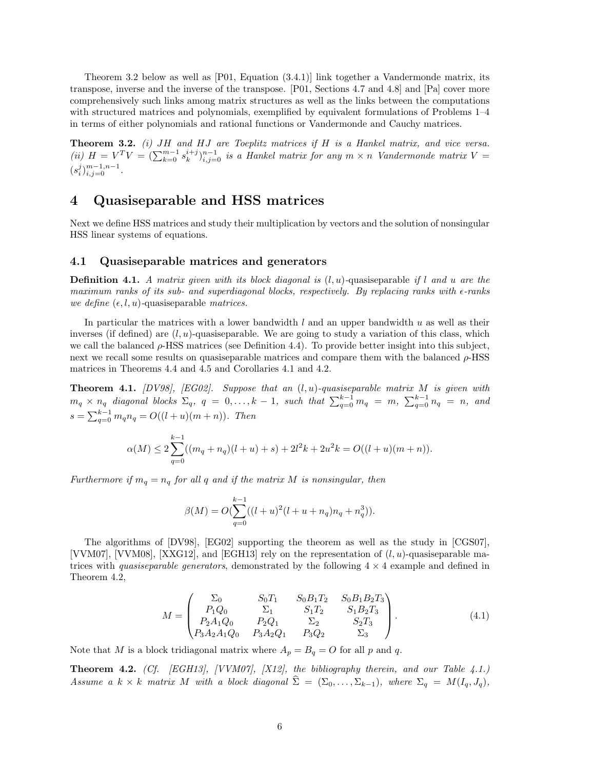Theorem 3.2 below as well as [P01, Equation (3.4.1)] link together a Vandermonde matrix, its transpose, inverse and the inverse of the transpose. [P01, Sections 4.7 and 4.8] and [Pa] cover more comprehensively such links among matrix structures as well as the links between the computations with structured matrices and polynomials, exemplified by equivalent formulations of Problems 1–4 in terms of either polynomials and rational functions or Vandermonde and Cauchy matrices.

**Theorem 3.2.** *(i) $JH$ and $HJ$ are Toeplitz matrices if $H$ is a Hankel matrix, and vice versa. (ii) $H = V^TV = (\sum_{k=0}^{m-1} s_k^{i+j})_{i,j=0}^{n-1}$ is a Hankel matrix for any $m \times n$ Vandermonde matrix $V = (s_i^j)_{i,j=0}^{m-1,n-1}$.*

# 4 Quasiseparable and HSS matrices

Next we define HSS matrices and study their multiplication by vectors and the solution of nonsingular HSS linear systems of equations.

## 4.1 Quasiseparable matrices and generators

**Definition 4.1.** *A matrix given with its block diagonal is* $(l,u)$-quasiseparable *if $l$ and $u$ are the maximum ranks of its sub- and superdiagonal blocks, respectively. By replacing ranks with $\epsilon$-ranks we define* $(\epsilon,l,u)$-quasiseparable *matrices.*

In particular the matrices with a lower bandwidth $l$ and an upper bandwidth $u$ as well as their inverses (if defined) are $(l,u)$-quasiseparable. We are going to study a variation of this class, which we call the balanced $\rho$-HSS matrices (see Definition 4.4). To provide better insight into this subject, next we recall some results on quasiseparable matrices and compare them with the balanced $\rho$-HSS matrices in Theorems 4.4 and 4.5 and Corollaries 4.1 and 4.2.

**Theorem 4.1.** *[DV98], [EG02]. Suppose that an $(l,u)$-quasiseparable matrix $M$ is given with $m_q \times n_q$ diagonal blocks $\Sigma_q$, $q = 0,\dots,k-1$, such that $\sum_{q=0}^{k-1} m_q = m$, $\sum_{q=0}^{k-1} n_q = n$, and $s = \sum_{q=0}^{k-1} m_q n_q = O((l+u)(m+n))$. Then*

$$\alpha(M) \le 2\sum_{q=0}^{k-1}((m_q+n_q)(l+u)+s) + 2l^2k + 2u^2k = O((l+u)(m+n)).$$

*Furthermore if $m_q = n_q$ for all $q$ and if the matrix $M$ is nonsingular, then*

$$\beta(M) = O(\sum_{q=0}^{k-1}((l+u)^2(l+u+n_q)n_q + n_q^3)).$$

The algorithms of [DV98], [EG02] supporting the theorem as well as the study in [CGS07], [VVM07], [VVM08], [XXG12], and [EGH13] rely on the representation of $(l,u)$-quasiseparable matrices with *quasiseparable generators*, demonstrated by the following $4 \times 4$ example and defined in Theorem 4.2,

$$M = \begin{pmatrix} \Sigma_0 & S_0T_1 & S_0B_1T_2 & S_0B_1B_2T_3 \\ P_1Q_0 & \Sigma_1 & S_1T_2 & S_1B_2T_3 \\ P_2A_1Q_0 & P_2Q_1 & \Sigma_2 & S_2T_3 \\ P_3A_2A_1Q_0 & P_3A_2Q_1 & P_3Q_2 & \Sigma_3 \end{pmatrix}. \tag{4.1}$$

Note that $M$ is a block tridiagonal matrix where $A_p = B_q = O$ for all $p$ and $q$.

**Theorem 4.2.** *(Cf. [EGH13], [VVM07], [X12], the bibliography therein, and our Table 4.1.) Assume a $k \times k$ matrix $M$ with a block diagonal $\widehat{\Sigma} = (\Sigma_0,\dots,\Sigma_{k-1})$, where $\Sigma_q = M(I_q, J_q)$,*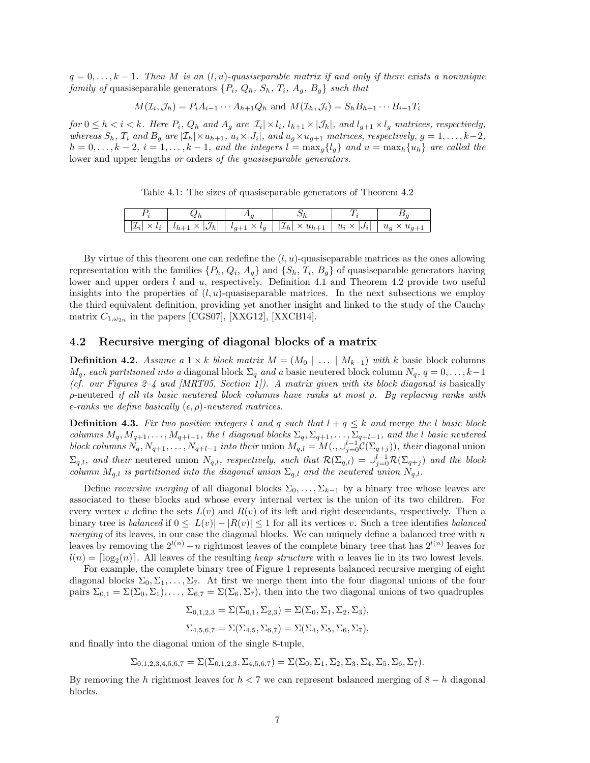$q = 0, \ldots, k-1$. *Then $M$ is an $(l,u)$-quasiseparable matrix if and only if there exists a nonunique family of* quasiseparable generators $\{P_i,\ Q_h,\ S_h,\ T_i,\ A_g,\ B_g\}$ *such that*

$$M(\mathcal{I}_i, \mathcal{J}_h) = P_i A_{i-1} \cdots A_{h+1} Q_h \text{ and } M(\mathcal{I}_h, \mathcal{J}_i) = S_h B_{h+1} \cdots B_{i-1} T_i$$

*for $0 \le h < i < k$. Here $P_i$, $Q_h$ and $A_g$ are $|\mathcal{I}_i| \times l_i$, $l_{h+1} \times |\mathcal{J}_h|$, and $l_{g+1} \times l_g$ matrices, respectively, whereas $S_h$, $T_i$ and $B_g$ are $|\mathcal{I}_h| \times u_{h+1}$, $u_i \times |J_i|$, and $u_g \times u_{g+1}$ matrices, respectively, $g = 1, \ldots, k-2$, $h = 0, \ldots, k-2$, $i = 1, \ldots, k-1$, and the integers $l = \max_g\{l_g\}$ and $u = \max_h\{u_h\}$ are called the* lower and upper lengths *or* orders *of the quasiseparable generators.*

Table 4.1: The sizes of quasiseparable generators of Theorem 4.2

| $P_i$ | $Q_h$ | $A_g$ | $S_h$ | $T_i$ | $B_g$ |
|---|---|---|---|---|---|
| $\lvert\mathcal{I}_i\rvert \times l_i$ | $l_{h+1} \times \lvert\mathcal{J}_h\rvert$ | $l_{g+1} \times l_g$ | $\lvert\mathcal{I}_h\rvert \times u_{h+1}$ | $u_i \times \lvert J_i\rvert$ | $u_g \times u_{g+1}$ |

By virtue of this theorem one can redefine the $(l,u)$-quasiseparable matrices as the ones allowing representation with the families $\{P_h,\ Q_i,\ A_g\}$ and $\{S_h,\ T_i,\ B_g\}$ of quasiseparable generators having lower and upper orders $l$ and $u$, respectively. Definition 4.1 and Theorem 4.2 provide two useful insights into the properties of $(l,u)$-quasiseparable matrices. In the next subsections we employ the third equivalent definition, providing yet another insight and linked to the study of the Cauchy matrix $C_{1,\omega_{2n}}$ in the papers [CGS07], [XXG12], [XXCB14].

### 4.2 Recursive merging of diagonal blocks of a matrix

**Definition 4.2.** *Assume a $1 \times k$ block matrix $M = (M_0 \mid \ldots \mid M_{k-1})$ with $k$ basic block columns $M_q$, each partitioned into a* diagonal block $\Sigma_q$ *and a* basic neutered block column $N_q$, $q = 0, \ldots, k-1$ *(cf. our Figures 2–4 and [MRT05, Section 1]). A matrix given with its block diagonal is* basically $\rho$-neutered *if all its basic neutered block columns have ranks at most $\rho$. By replacing ranks with $\epsilon$-ranks we define basically $(\epsilon, \rho)$-neutered matrices.*

**Definition 4.3.** *Fix two positive integers $l$ and $q$ such that $l + q \le k$ and* merge *the $l$ basic block columns $M_q, M_{q+1}, \ldots, M_{q+l-1}$, the $l$ diagonal blocks $\Sigma_q, \Sigma_{q+1}, \ldots, \Sigma_{q+l-1}$, and the $l$ basic neutered block columns $N_q, N_{q+1}, \ldots, N_{q+l-1}$ into their* union $M_{q,l} = M(., \cup_{j=0}^{l-1}\mathcal{C}(\Sigma_{q+j}))$, *their* diagonal union $\Sigma_{q,l}$, *and their* neutered union $N_{q,l}$, *respectively, such that $\mathcal{R}(\Sigma_{q,l}) = \cup_{j=0}^{l-1}\mathcal{R}(\Sigma_{q+j})$ and the block column $M_{q,l}$ is partitioned into the diagonal union $\Sigma_{q,l}$ and the neutered union $N_{q,l}$.*

Define *recursive merging* of all diagonal blocks $\Sigma_0, \ldots, \Sigma_{k-1}$ by a binary tree whose leaves are associated to these blocks and whose every internal vertex is the union of its two children. For every vertex $v$ define the sets $L(v)$ and $R(v)$ of its left and right descendants, respectively. Then a binary tree is *balanced* if $0 \le |L(v)| - |R(v)| \le 1$ for all its vertices $v$. Such a tree identifies *balanced merging* of its leaves, in our case the diagonal blocks. We can uniquely define a balanced tree with $n$ leaves by removing the $2^{l(n)} - n$ rightmost leaves of the complete binary tree that has $2^{l(n)}$ leaves for $l(n) = \lceil \log_2(n) \rceil$. All leaves of the resulting *heap structure* with $n$ leaves lie in its two lowest levels.

For example, the complete binary tree of Figure 1 represents balanced recursive merging of eight diagonal blocks $\Sigma_0, \Sigma_1, \ldots, \Sigma_7$. At first we merge them into the four diagonal unions of the four pairs $\Sigma_{0,1} = \Sigma(\Sigma_0, \Sigma_1), \ldots, \Sigma_{6,7} = \Sigma(\Sigma_6, \Sigma_7)$, then into the two diagonal unions of two quadruples

$$\Sigma_{0,1,2,3} = \Sigma(\Sigma_{0,1}, \Sigma_{2,3}) = \Sigma(\Sigma_0, \Sigma_1, \Sigma_2, \Sigma_3),$$

$$\Sigma_{4,5,6,7} = \Sigma(\Sigma_{4,5}, \Sigma_{6,7}) = \Sigma(\Sigma_4, \Sigma_5, \Sigma_6, \Sigma_7),$$

and finally into the diagonal union of the single 8-tuple,

$$\Sigma_{0,1,2,3,4,5,6,7} = \Sigma(\Sigma_{0,1,2,3}, \Sigma_{4,5,6,7}) = \Sigma(\Sigma_0, \Sigma_1, \Sigma_2, \Sigma_3, \Sigma_4, \Sigma_5, \Sigma_6, \Sigma_7).$$

By removing the $h$ rightmost leaves for $h < 7$ we can represent balanced merging of $8 - h$ diagonal blocks.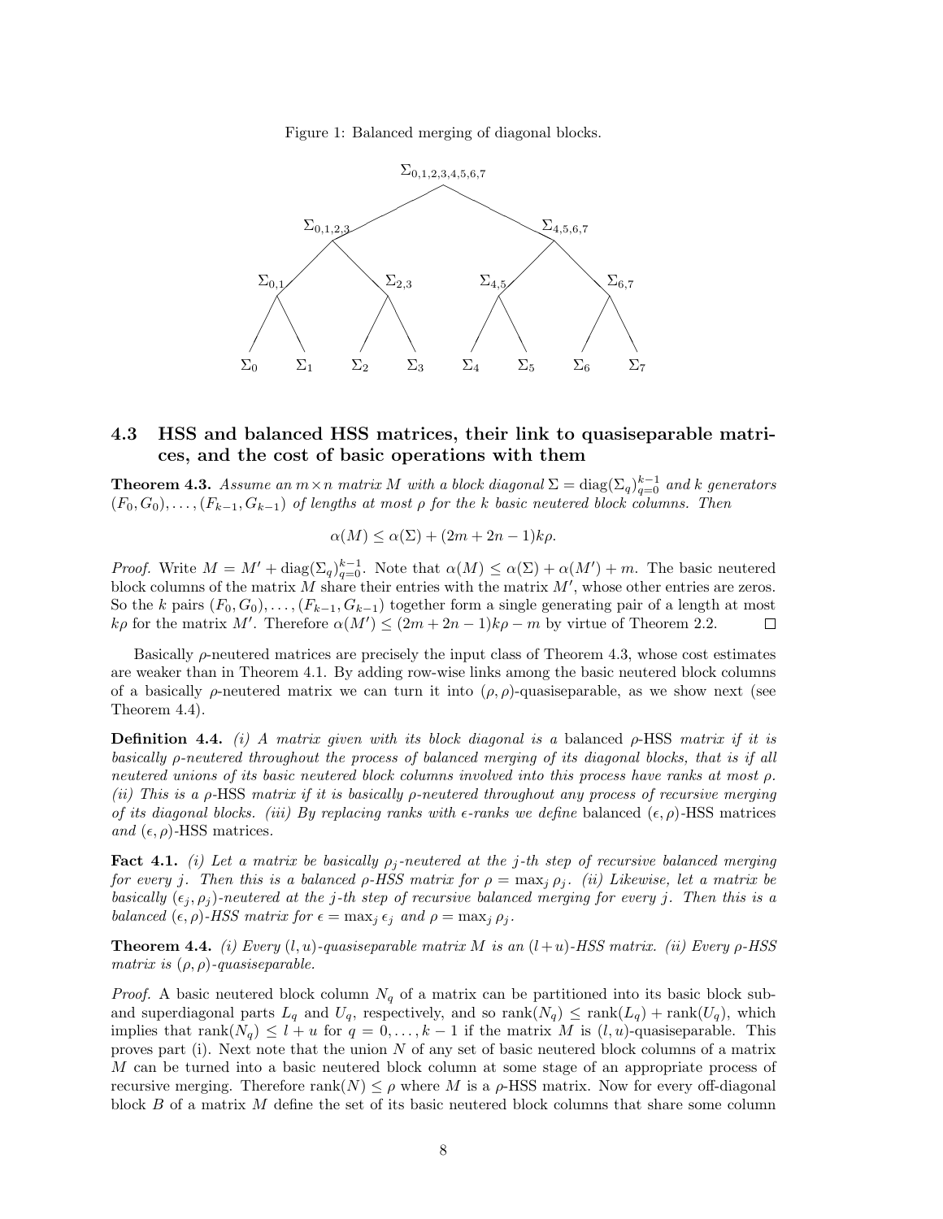Figure 1: Balanced merging of diagonal blocks.

$$\Sigma_{0,1,2,3,4,5,6,7}$$

$\Sigma_{0,1,2,3}$ $\Sigma_{4,5,6,7}$

$\Sigma_{0,1}$ $\Sigma_{2,3}$ $\Sigma_{4,5}$ $\Sigma_{6,7}$

$\Sigma_0$ $\Sigma_1$ $\Sigma_2$ $\Sigma_3$ $\Sigma_4$ $\Sigma_5$ $\Sigma_6$ $\Sigma_7$

### 4.3 HSS and balanced HSS matrices, their link to quasiseparable matrices, and the cost of basic operations with them

**Theorem 4.3.** *Assume an $m \times n$ matrix $M$ with a block diagonal $\Sigma = \operatorname{diag}(\Sigma_q)_{q=0}^{k-1}$ and $k$ generators $(F_0, G_0), \ldots, (F_{k-1}, G_{k-1})$ of lengths at most $\rho$ for the $k$ basic neutered block columns. Then*

$$\alpha(M) \leq \alpha(\Sigma) + (2m + 2n - 1)k\rho.$$

*Proof.* Write $M = M' + \operatorname{diag}(\Sigma_q)_{q=0}^{k-1}$. Note that $\alpha(M) \leq \alpha(\Sigma) + \alpha(M') + m$. The basic neutered block columns of the matrix $M$ share their entries with the matrix $M'$, whose other entries are zeros. So the $k$ pairs $(F_0, G_0), \ldots, (F_{k-1}, G_{k-1})$ together form a single generating pair of a length at most $k\rho$ for the matrix $M'$. Therefore $\alpha(M') \leq (2m + 2n - 1)k\rho - m$ by virtue of Theorem 2.2. $\square$

Basically $\rho$-neutered matrices are precisely the input class of Theorem 4.3, whose cost estimates are weaker than in Theorem 4.1. By adding row-wise links among the basic neutered block columns of a basically $\rho$-neutered matrix we can turn it into $(\rho, \rho)$-quasiseparable, as we show next (see Theorem 4.4).

**Definition 4.4.** *(i) A matrix given with its block diagonal is a* balanced $\rho$-HSS *matrix if it is basically $\rho$-neutered throughout the process of balanced merging of its diagonal blocks, that is if all neutered unions of its basic neutered block columns involved into this process have ranks at most $\rho$. (ii) This is a $\rho$-HSS matrix if it is basically $\rho$-neutered throughout any process of recursive merging of its diagonal blocks. (iii) By replacing ranks with $\epsilon$-ranks we define* balanced $(\epsilon, \rho)$-HSS matrices *and* $(\epsilon, \rho)$-HSS matrices.

**Fact 4.1.** *(i) Let a matrix be basically $\rho_j$-neutered at the $j$-th step of recursive balanced merging for every $j$. Then this is a balanced $\rho$-HSS matrix for $\rho = \max_j \rho_j$. (ii) Likewise, let a matrix be basically $(\epsilon_j, \rho_j)$-neutered at the $j$-th step of recursive balanced merging for every $j$. Then this is a balanced $(\epsilon, \rho)$-HSS matrix for $\epsilon = \max_j \epsilon_j$ and $\rho = \max_j \rho_j$.*

**Theorem 4.4.** *(i) Every $(l, u)$-quasiseparable matrix $M$ is an $(l + u)$-HSS matrix. (ii) Every $\rho$-HSS matrix is $(\rho, \rho)$-quasiseparable.*

*Proof.* A basic neutered block column $N_q$ of a matrix can be partitioned into its basic block sub- and superdiagonal parts $L_q$ and $U_q$, respectively, and so $\operatorname{rank}(N_q) \leq \operatorname{rank}(L_q) + \operatorname{rank}(U_q)$, which implies that $\operatorname{rank}(N_q) \leq l + u$ for $q = 0, \ldots, k - 1$ if the matrix $M$ is $(l, u)$-quasiseparable. This proves part (i). Next note that the union $N$ of any set of basic neutered block columns of a matrix $M$ can be turned into a basic neutered block column at some stage of an appropriate process of recursive merging. Therefore $\operatorname{rank}(N) \leq \rho$ where $M$ is a $\rho$-HSS matrix. Now for every off-diagonal block $B$ of a matrix $M$ define the set of its basic neutered block columns that share some column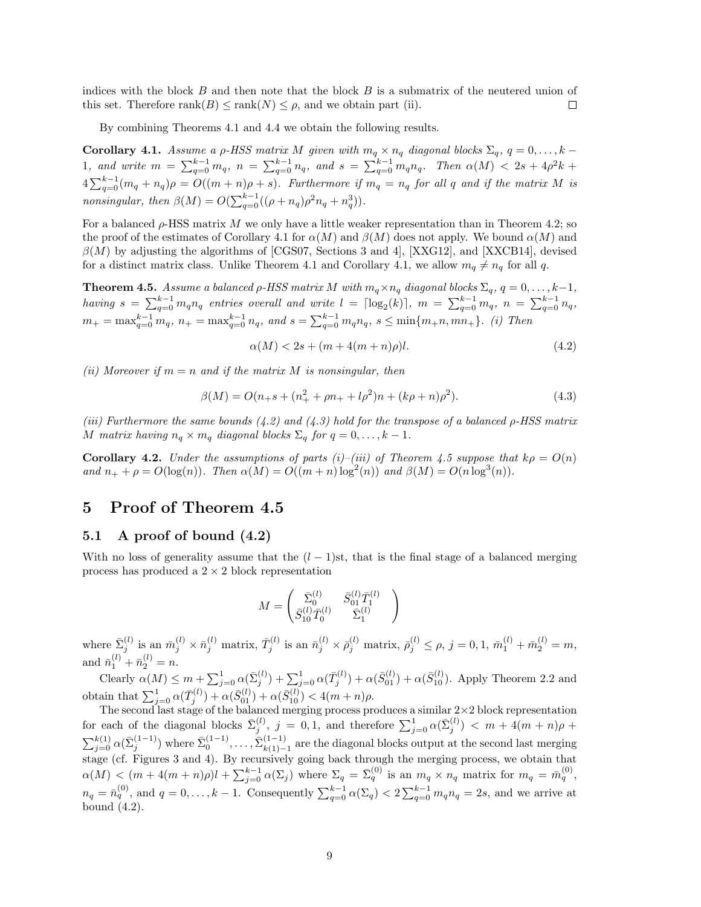indices with the block $B$ and then note that the block $B$ is a submatrix of the neutered union of this set. Therefore $\text{rank}(B) \leq \text{rank}(N) \leq \rho$, and we obtain part (ii). $\square$

By combining Theorems 4.1 and 4.4 we obtain the following results.

**Corollary 4.1.** *Assume a $\rho$-HSS matrix $M$ given with $m_q \times n_q$ diagonal blocks $\Sigma_q$, $q = 0, \ldots, k-1$, and write $m = \sum_{q=0}^{k-1} m_q$, $n = \sum_{q=0}^{k-1} n_q$, and $s = \sum_{q=0}^{k-1} m_q n_q$. Then $\alpha(M) < 2s + 4\rho^2 k + 4\sum_{q=0}^{k-1}(m_q + n_q)\rho = O((m+n)\rho + s)$. Furthermore if $m_q = n_q$ for all $q$ and if the matrix $M$ is nonsingular, then $\beta(M) = O(\sum_{q=0}^{k-1}((\rho + n_q)\rho^2 n_q + n_q^3))$.*

For a balanced $\rho$-HSS matrix $M$ we only have a little weaker representation than in Theorem 4.2; so the proof of the estimates of Corollary 4.1 for $\alpha(M)$ and $\beta(M)$ does not apply. We bound $\alpha(M)$ and $\beta(M)$ by adjusting the algorithms of [CGS07, Sections 3 and 4], [XXG12], and [XXCB14], devised for a distinct matrix class. Unlike Theorem 4.1 and Corollary 4.1, we allow $m_q \neq n_q$ for all $q$.

**Theorem 4.5.** *Assume a balanced $\rho$-HSS matrix $M$ with $m_q \times n_q$ diagonal blocks $\Sigma_q$, $q = 0, \ldots, k-1$, having $s = \sum_{q=0}^{k-1} m_q n_q$ entries overall and write $l = \lceil \log_2(k) \rceil$, $m = \sum_{q=0}^{k-1} m_q$, $n = \sum_{q=0}^{k-1} n_q$, $m_+ = \max_{q=0}^{k-1} m_q$, $n_+ = \max_{q=0}^{k-1} n_q$, and $s = \sum_{q=0}^{k-1} m_q n_q$, $s \leq \min\{m_+ n, m n_+\}$. (i) Then*

$$\alpha(M) < 2s + (m + 4(m+n)\rho)l. \tag{4.2}$$

*(ii) Moreover if $m = n$ and if the matrix $M$ is nonsingular, then*

$$\beta(M) = O(n_+ s + (n_+^2 + \rho n_+ + l\rho^2)n + (k\rho + n)\rho^2). \tag{4.3}$$

*(iii) Furthermore the same bounds (4.2) and (4.3) hold for the transpose of a balanced $\rho$-HSS matrix $M$ matrix having $n_q \times m_q$ diagonal blocks $\Sigma_q$ for $q = 0, \ldots, k-1$.*

**Corollary 4.2.** *Under the assumptions of parts (i)–(iii) of Theorem 4.5 suppose that $k\rho = O(n)$ and $n_+ + \rho = O(\log(n))$. Then $\alpha(M) = O((m+n)\log^2(n))$ and $\beta(M) = O(n \log^3(n))$.*

# 5 Proof of Theorem 4.5

## 5.1 A proof of bound (4.2)

With no loss of generality assume that the $(l-1)$st, that is the final stage of a balanced merging process has produced a $2 \times 2$ block representation

$$M = \begin{pmatrix} \bar{\Sigma}_0^{(l)} & \bar{S}_{01}^{(l)} \bar{T}_1^{(l)} \\ \bar{S}_{10}^{(l)} \bar{T}_0^{(l)} & \bar{\Sigma}_1^{(l)} \end{pmatrix}$$

where $\bar{\Sigma}_j^{(l)}$ is an $\bar{m}_j^{(l)} \times \bar{n}_j^{(l)}$ matrix, $\bar{T}_j^{(l)}$ is an $\bar{n}_j^{(l)} \times \bar{\rho}_j^{(l)}$ matrix, $\bar{\rho}_j^{(l)} \leq \rho$, $j = 0, 1$, $\bar{m}_1^{(l)} + \bar{m}_2^{(l)} = m$, and $\bar{n}_1^{(l)} + \bar{n}_2^{(l)} = n$.

Clearly $\alpha(M) \leq m + \sum_{j=0}^{1} \alpha(\bar{\Sigma}_j^{(l)}) + \sum_{j=0}^{1} \alpha(\bar{T}_j^{(l)}) + \alpha(\bar{S}_{01}^{(l)}) + \alpha(\bar{S}_{10}^{(l)})$. Apply Theorem 2.2 and obtain that $\sum_{j=0}^{1} \alpha(\bar{T}_j^{(l)}) + \alpha(\bar{S}_{01}^{(l)}) + \alpha(\bar{S}_{10}^{(l)}) < 4(m+n)\rho$.

The second last stage of the balanced merging process produces a similar $2 \times 2$ block representation for each of the diagonal blocks $\bar{\Sigma}_j^{(l)}$, $j = 0, 1$, and therefore $\sum_{j=0}^{1} \alpha(\bar{\Sigma}_j^{(l)}) < m + 4(m+n)\rho + \sum_{j=0}^{k(1)} \alpha(\bar{\Sigma}_j^{(1-1)})$ where $\bar{\Sigma}_0^{(1-1)}, \ldots, \bar{\Sigma}_{k(1)-1}^{(1-1)}$ are the diagonal blocks output at the second last merging stage (cf. Figures 3 and 4). By recursively going back through the merging process, we obtain that $\alpha(M) < (m + 4(m+n)\rho)l + \sum_{j=0}^{k-1} \alpha(\Sigma_j)$ where $\Sigma_q = \bar{\Sigma}_q^{(0)}$ is an $m_q \times n_q$ matrix for $m_q = \bar{m}_q^{(0)}$, $n_q = \bar{n}_q^{(0)}$, and $q = 0, \ldots, k-1$. Consequently $\sum_{q=0}^{k-1} \alpha(\Sigma_q) < 2\sum_{q=0}^{k-1} m_q n_q = 2s$, and we arrive at bound (4.2).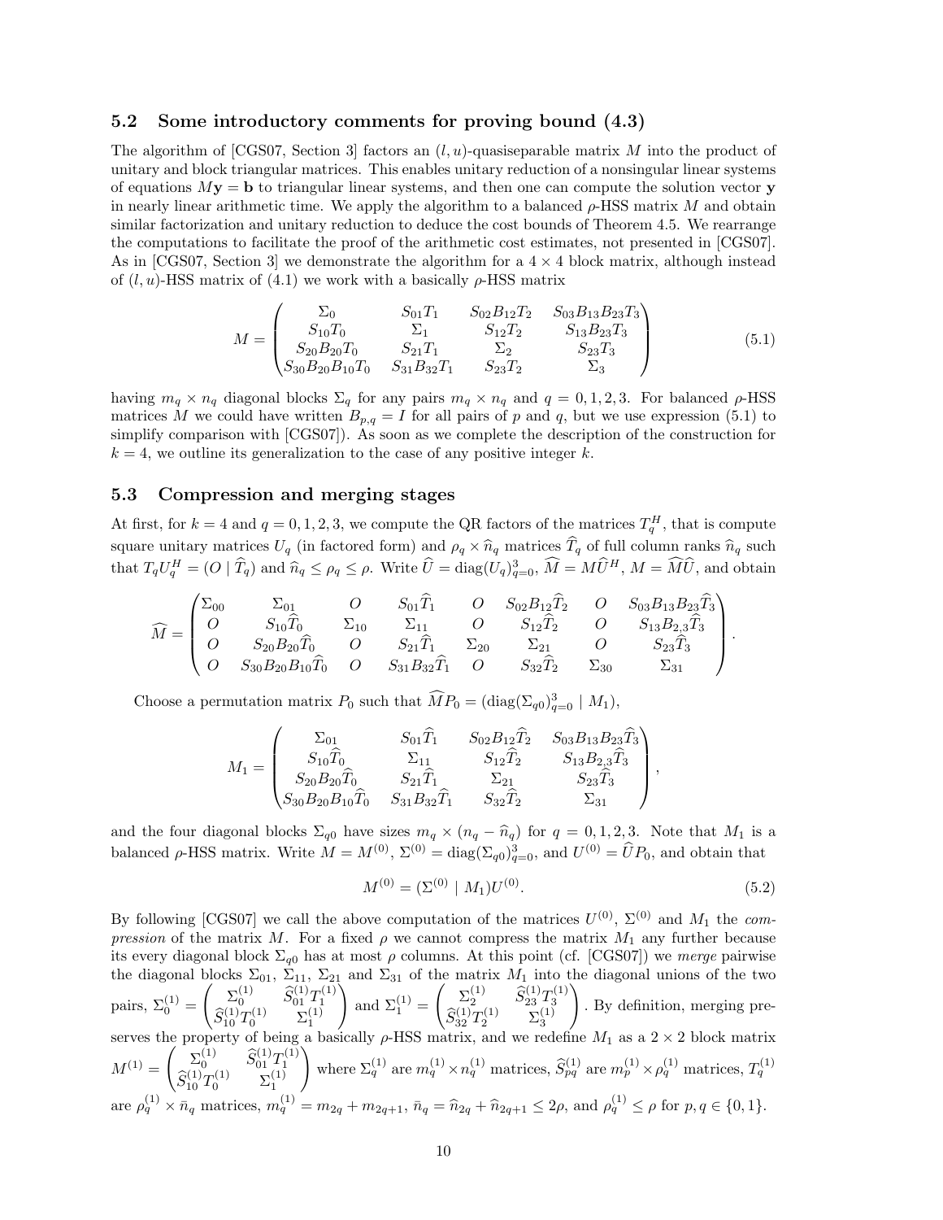### 5.2 Some introductory comments for proving bound (4.3)

The algorithm of [CGS07, Section 3] factors an $(l,u)$-quasiseparable matrix $M$ into the product of unitary and block triangular matrices. This enables unitary reduction of a nonsingular linear systems of equations $M\mathbf{y} = \mathbf{b}$ to triangular linear systems, and then one can compute the solution vector $\mathbf{y}$ in nearly linear arithmetic time. We apply the algorithm to a balanced $\rho$-HSS matrix $M$ and obtain similar factorization and unitary reduction to deduce the cost bounds of Theorem 4.5. We rearrange the computations to facilitate the proof of the arithmetic cost estimates, not presented in [CGS07]. As in [CGS07, Section 3] we demonstrate the algorithm for a $4 \times 4$ block matrix, although instead of $(l,u)$-HSS matrix of (4.1) we work with a basically $\rho$-HSS matrix

$$M = \begin{pmatrix} \Sigma_0 & S_{01}T_1 & S_{02}B_{12}T_2 & S_{03}B_{13}B_{23}T_3 \\ S_{10}T_0 & \Sigma_1 & S_{12}T_2 & S_{13}B_{23}T_3 \\ S_{20}B_{20}T_0 & S_{21}T_1 & \Sigma_2 & S_{23}T_3 \\ S_{30}B_{20}B_{10}T_0 & S_{31}B_{32}T_1 & S_{23}T_2 & \Sigma_3 \end{pmatrix} \tag{5.1}$$

having $m_q \times n_q$ diagonal blocks $\Sigma_q$ for any pairs $m_q \times n_q$ and $q = 0,1,2,3$. For balanced $\rho$-HSS matrices $M$ we could have written $B_{p,q} = I$ for all pairs of $p$ and $q$, but we use expression (5.1) to simplify comparison with [CGS07]). As soon as we complete the description of the construction for $k = 4$, we outline its generalization to the case of any positive integer $k$.

### 5.3 Compression and merging stages

At first, for $k = 4$ and $q = 0,1,2,3$, we compute the QR factors of the matrices $T_q^H$, that is compute square unitary matrices $U_q$ (in factored form) and $\rho_q \times \widehat{n}_q$ matrices $\widehat{T}_q$ of full column ranks $\widehat{n}_q$ such that $T_q U_q^H = (O \mid \widehat{T}_q)$ and $\widehat{n}_q \le \rho_q \le \rho$. Write $\widehat{U} = \operatorname{diag}(U_q)_{q=0}^3$, $\widehat{M} = M\widehat{U}^H$, $M = \widehat{M}\widehat{U}$, and obtain

$$\widehat{M} = \begin{pmatrix} \Sigma_{00} & \Sigma_{01} & O & S_{01}\widehat{T}_1 & O & S_{02}B_{12}\widehat{T}_2 & O & S_{03}B_{13}B_{23}\widehat{T}_3 \\ O & S_{10}\widehat{T}_0 & \Sigma_{10} & \Sigma_{11} & O & S_{12}\widehat{T}_2 & O & S_{13}B_{2,3}\widehat{T}_3 \\ O & S_{20}B_{20}\widehat{T}_0 & O & S_{21}\widehat{T}_1 & \Sigma_{20} & \Sigma_{21} & O & S_{23}\widehat{T}_3 \\ O & S_{30}B_{20}B_{10}\widehat{T}_0 & O & S_{31}B_{32}\widehat{T}_1 & O & S_{32}\widehat{T}_2 & \Sigma_{30} & \Sigma_{31} \end{pmatrix}.$$

Choose a permutation matrix $P_0$ such that $\widehat{M}P_0 = (\operatorname{diag}(\Sigma_{q0})_{q=0}^3 \mid M_1)$,

$$M_1 = \begin{pmatrix} \Sigma_{01} & S_{01}\widehat{T}_1 & S_{02}B_{12}\widehat{T}_2 & S_{03}B_{13}B_{23}\widehat{T}_3 \\ S_{10}\widehat{T}_0 & \Sigma_{11} & S_{12}\widehat{T}_2 & S_{13}B_{2,3}\widehat{T}_3 \\ S_{20}B_{20}\widehat{T}_0 & S_{21}\widehat{T}_1 & \Sigma_{21} & S_{23}\widehat{T}_3 \\ S_{30}B_{20}B_{10}\widehat{T}_0 & S_{31}B_{32}\widehat{T}_1 & S_{32}\widehat{T}_2 & \Sigma_{31} \end{pmatrix},$$

and the four diagonal blocks $\Sigma_{q0}$ have sizes $m_q \times (n_q - \widehat{n}_q)$ for $q = 0,1,2,3$. Note that $M_1$ is a balanced $\rho$-HSS matrix. Write $M = M^{(0)}$, $\Sigma^{(0)} = \operatorname{diag}(\Sigma_{q0})_{q=0}^3$, and $U^{(0)} = \widehat{U}P_0$, and obtain that

$$M^{(0)} = (\Sigma^{(0)} \mid M_1)U^{(0)}. \tag{5.2}$$

By following [CGS07] we call the above computation of the matrices $U^{(0)}$, $\Sigma^{(0)}$ and $M_1$ the *compression* of the matrix $M$. For a fixed $\rho$ we cannot compress the matrix $M_1$ any further because its every diagonal block $\Sigma_{q0}$ has at most $\rho$ columns. At this point (cf. [CGS07]) we *merge* pairwise the diagonal blocks $\Sigma_{01}$, $\Sigma_{11}$, $\Sigma_{21}$ and $\Sigma_{31}$ of the matrix $M_1$ into the diagonal unions of the two pairs, $\Sigma_0^{(1)} = \begin{pmatrix} \Sigma_0^{(1)} & \widehat{S}_{01}^{(1)}T_1^{(1)} \\ \widehat{S}_{10}^{(1)}T_0^{(1)} & \Sigma_1^{(1)} \end{pmatrix}$ and $\Sigma_1^{(1)} = \begin{pmatrix} \Sigma_2^{(1)} & \widehat{S}_{23}^{(1)}T_3^{(1)} \\ \widehat{S}_{32}^{(1)}T_2^{(1)} & \Sigma_3^{(1)} \end{pmatrix}$. By definition, merging preserves the property of being a basically $\rho$-HSS matrix, and we redefine $M_1$ as a $2 \times 2$ block matrix $M^{(1)} = \begin{pmatrix} \Sigma_0^{(1)} & \widehat{S}_{01}^{(1)}T_1^{(1)} \\ \widehat{S}_{10}^{(1)}T_0^{(1)} & \Sigma_1^{(1)} \end{pmatrix}$ where $\Sigma_q^{(1)}$ are $m_q^{(1)} \times n_q^{(1)}$ matrices, $\widehat{S}_{pq}^{(1)}$ are $m_p^{(1)} \times \rho_q^{(1)}$ matrices, $T_q^{(1)}$ are $\rho_q^{(1)} \times \bar{n}_q$ matrices, $m_q^{(1)} = m_{2q} + m_{2q+1}$, $\bar{n}_q = \widehat{n}_{2q} + \widehat{n}_{2q+1} \le 2\rho$, and $\rho_q^{(1)} \le \rho$ for $p,q \in \{0,1\}$.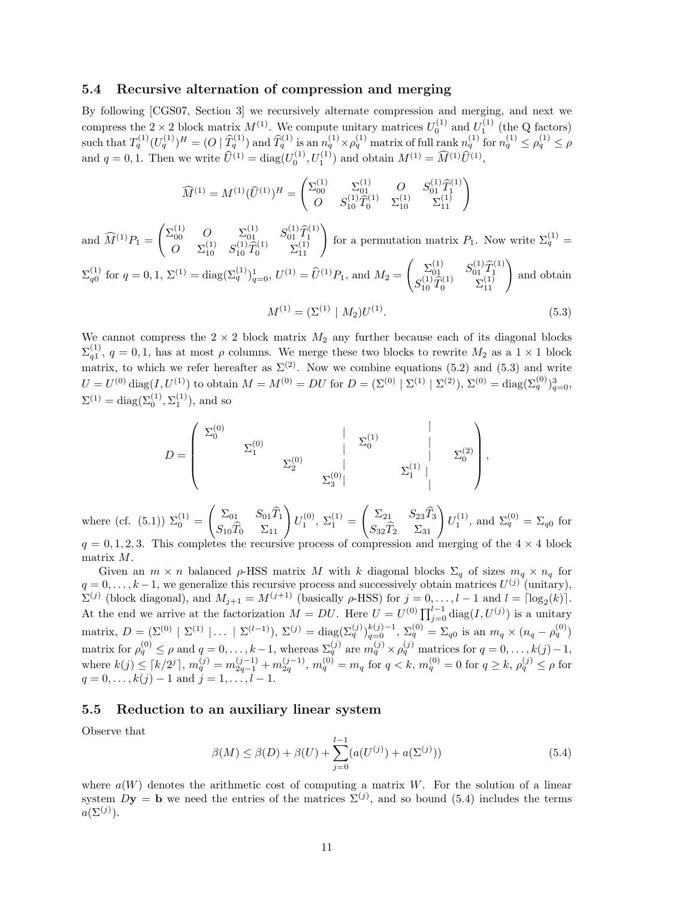### 5.4 Recursive alternation of compression and merging

By following [CGS07, Section 3] we recursively alternate compression and merging, and next we compress the $2 \times 2$ block matrix $M^{(1)}$. We compute unitary matrices $U_0^{(1)}$ and $U_1^{(1)}$ (the Q factors) such that $T_q^{(1)}(U_q^{(1)})^H = (O \mid \widehat{T}_q^{(1)})$ and $\widehat{T}_q^{(1)}$ is an $n_q^{(1)} \times \rho_q^{(1)}$ matrix of full rank $n_q^{(1)}$ for $n_q^{(1)} \leq \rho_q^{(1)} \leq \rho$ and $q = 0, 1$. Then we write $\widehat{U}^{(1)} = \operatorname{diag}(U_0^{(1)}, U_1^{(1)})$ and obtain $M^{(1)} = \widehat{M}^{(1)}\widehat{U}^{(1)}$,

$$\widehat{M}^{(1)} = M^{(1)}(\widehat{U}^{(1)})^H = \begin{pmatrix} \Sigma_{00}^{(1)} & \Sigma_{01}^{(1)} & O & S_{01}^{(1)}\widehat{T}_1^{(1)} \\ O & S_{10}^{(1)}\widehat{T}_0^{(1)} & \Sigma_{10}^{(1)} & \Sigma_{11}^{(1)} \end{pmatrix}$$

and $\widehat{M}^{(1)}P_1 = \begin{pmatrix} \Sigma_{00}^{(1)} & O & \Sigma_{01}^{(1)} & S_{01}^{(1)}\widehat{T}_1^{(1)} \\ O & \Sigma_{10}^{(1)} & S_{10}^{(1)}\widehat{T}_0^{(1)} & \Sigma_{11}^{(1)} \end{pmatrix}$ for a permutation matrix $P_1$. Now write $\Sigma_q^{(1)} = \Sigma_{q0}^{(1)}$ for $q = 0, 1$, $\Sigma^{(1)} = \operatorname{diag}(\Sigma_q^{(1)})_{q=0}^{1}$, $U^{(1)} = \widehat{U}^{(1)}P_1$, and $M_2 = \begin{pmatrix} \Sigma_{01}^{(1)} & S_{01}^{(1)}\widehat{T}_1^{(1)} \\ S_{10}^{(1)}\widehat{T}_0^{(1)} & \Sigma_{11}^{(1)} \end{pmatrix}$ and obtain

$$M^{(1)} = (\Sigma^{(1)} \mid M_2)U^{(1)}. \tag{5.3}$$

We cannot compress the $2 \times 2$ block matrix $M_2$ any further because each of its diagonal blocks $\Sigma_{q1}^{(1)}$, $q = 0, 1$, has at most $\rho$ columns. We merge these two blocks to rewrite $M_2$ as a $1 \times 1$ block matrix, to which we refer hereafter as $\Sigma^{(2)}$. Now we combine equations (5.2) and (5.3) and write $U = U^{(0)} \operatorname{diag}(I, U^{(1)})$ to obtain $M = M^{(0)} = DU$ for $D = (\Sigma^{(0)} \mid \Sigma^{(1)} \mid \Sigma^{(2)})$, $\Sigma^{(0)} = \operatorname{diag}(\Sigma_q^{(0)})_{q=0}^{3}$, $\Sigma^{(1)} = \operatorname{diag}(\Sigma_0^{(1)}, \Sigma_1^{(1)})$, and so

$$D = \left(\begin{array}{cccc|cc|c} \Sigma_0^{(0)} & & & & & & \\ & \Sigma_1^{(0)} & & & \Sigma_0^{(1)} & & \\ & & \Sigma_2^{(0)} & & & & \Sigma_0^{(2)} \\ & & & \Sigma_3^{(0)} & & \Sigma_1^{(1)} & \end{array}\right),$$

where (cf. (5.1)) $\Sigma_0^{(1)} = \begin{pmatrix} \Sigma_{01} & S_{01}\widehat{T}_1 \\ S_{10}\widehat{T}_0 & \Sigma_{11} \end{pmatrix} U_1^{(0)}$, $\Sigma_1^{(1)} = \begin{pmatrix} \Sigma_{21} & S_{23}\widehat{T}_3 \\ S_{32}\widehat{T}_2 & \Sigma_{31} \end{pmatrix} U_1^{(1)}$, and $\Sigma_q^{(0)} = \Sigma_{q0}$ for $q = 0, 1, 2, 3$. This completes the recursive process of compression and merging of the $4 \times 4$ block matrix $M$.

Given an $m \times n$ balanced $\rho$-HSS matrix $M$ with $k$ diagonal blocks $\Sigma_q$ of sizes $m_q \times n_q$ for $q = 0, \ldots, k-1$, we generalize this recursive process and successively obtain matrices $U^{(j)}$ (unitary), $\Sigma^{(j)}$ (block diagonal), and $M_{j+1} = M^{(j+1)}$ (basically $\rho$-HSS) for $j = 0, \ldots, l-1$ and $l = \lceil \log_2(k) \rceil$. At the end we arrive at the factorization $M = DU$. Here $U = U^{(0)} \prod_{j=0}^{l-1} \operatorname{diag}(I, U^{(j)})$ is a unitary matrix, $D = (\Sigma^{(0)} \mid \Sigma^{(1)} \mid \ldots \mid \Sigma^{(l-1)})$, $\Sigma^{(j)} = \operatorname{diag}(\Sigma_q^{(j)})_{q=0}^{k(j)-1}$, $\Sigma_q^{(0)} = \Sigma_{q0}$ is an $m_q \times (n_q - \rho_q^{(0)})$ matrix for $\rho_q^{(0)} \leq \rho$ and $q = 0, \ldots, k-1$, whereas $\Sigma_q^{(j)}$ are $m_q^{(j)} \times \rho_q^{(j)}$ matrices for $q = 0, \ldots, k(j)-1$, where $k(j) \leq \lceil k/2^j \rceil$, $m_q^{(j)} = m_{2q-1}^{(j-1)} + m_{2q}^{(j-1)}$, $m_q^{(0)} = m_q$ for $q < k$, $m_q^{(0)} = 0$ for $q \geq k$, $\rho_q^{(j)} \leq \rho$ for $q = 0, \ldots, k(j)-1$ and $j = 1, \ldots, l-1$.

### 5.5 Reduction to an auxiliary linear system

Observe that

$$\beta(M) \leq \beta(D) + \beta(U) + \sum_{j=0}^{l-1}(a(U^{(j)}) + a(\Sigma^{(j)})) \tag{5.4}$$

where $a(W)$ denotes the arithmetic cost of computing a matrix $W$. For the solution of a linear system $D\mathbf{y} = \mathbf{b}$ we need the entries of the matrices $\Sigma^{(j)}$, and so bound (5.4) includes the terms $a(\Sigma^{(j)})$.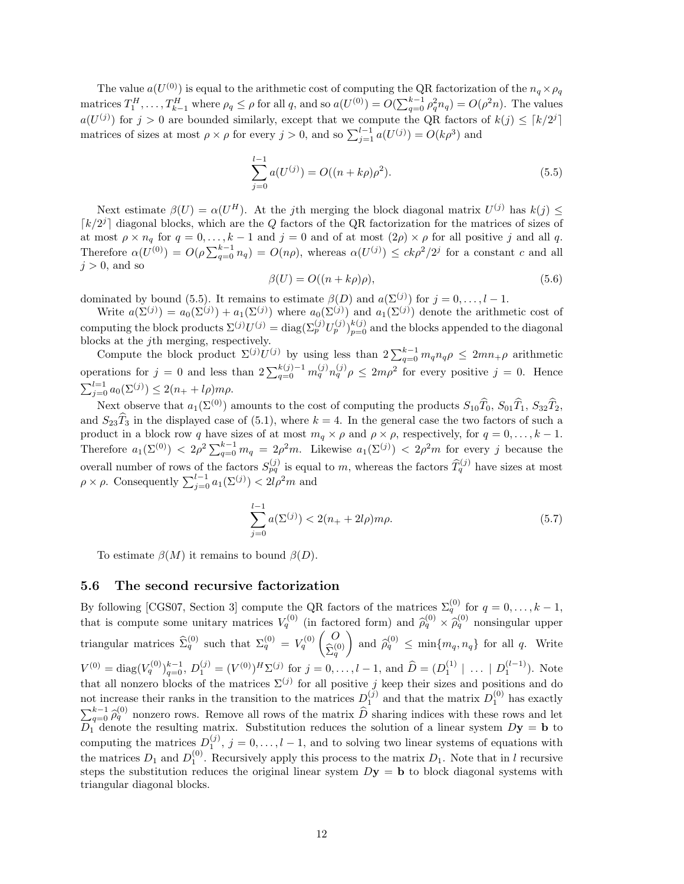The value $a(U^{(0)})$ is equal to the arithmetic cost of computing the QR factorization of the $n_q \times \rho_q$ matrices $T_1^H, \dots, T_{k-1}^H$ where $\rho_q \le \rho$ for all $q$, and so $a(U^{(0)}) = O(\sum_{q=0}^{k-1} \rho_q^2 n_q) = O(\rho^2 n)$. The values $a(U^{(j)})$ for $j > 0$ are bounded similarly, except that we compute the QR factors of $k(j) \le \lceil k/2^j \rceil$ matrices of sizes at most $\rho \times \rho$ for every $j > 0$, and so $\sum_{j=1}^{l-1} a(U^{(j)}) = O(k\rho^3)$ and

$$\sum_{j=0}^{l-1} a(U^{(j)}) = O((n + k\rho)\rho^2). \tag{5.5}$$

Next estimate $\beta(U) = \alpha(U^H)$. At the $j$th merging the block diagonal matrix $U^{(j)}$ has $k(j) \le \lceil k/2^j \rceil$ diagonal blocks, which are the $Q$ factors of the QR factorization for the matrices of sizes of at most $\rho \times n_q$ for $q = 0, \dots, k-1$ and $j = 0$ and of at most $(2\rho) \times \rho$ for all positive $j$ and all $q$. Therefore $\alpha(U^{(0)}) = O(\rho \sum_{q=0}^{k-1} n_q) = O(n\rho)$, whereas $\alpha(U^{(j)}) \le ck\rho^2/2^j$ for a constant $c$ and all $j > 0$, and so

$$\beta(U) = O((n + k\rho)\rho), \tag{5.6}$$

dominated by bound (5.5). It remains to estimate $\beta(D)$ and $a(\Sigma^{(j)})$ for $j = 0, \dots, l-1$.

Write $a(\Sigma^{(j)}) = a_0(\Sigma^{(j)}) + a_1(\Sigma^{(j)})$ where $a_0(\Sigma^{(j)})$ and $a_1(\Sigma^{(j)})$ denote the arithmetic cost of computing the block products $\Sigma^{(j)} U^{(j)} = \mathrm{diag}(\Sigma_p^{(j)} U_p^{(j)})_{p=0}^{k(j)}$ and the blocks appended to the diagonal blocks at the $j$th merging, respectively.

Compute the block product $\Sigma^{(j)} U^{(j)}$ by using less than $2\sum_{q=0}^{k-1} m_q n_q \rho \le 2mn_+\rho$ arithmetic operations for $j = 0$ and less than $2\sum_{q=0}^{k(j)-1} m_q^{(j)} n_q^{(j)} \rho \le 2m\rho^2$ for every positive $j = 0$. Hence $\sum_{j=0}^{l=1} a_0(\Sigma^{(j)}) \le 2(n_+ + l\rho)m\rho$.

Next observe that $a_1(\Sigma^{(0)})$ amounts to the cost of computing the products $S_{10}\widehat{T}_0$, $S_{01}\widehat{T}_1$, $S_{32}\widehat{T}_2$, and $S_{23}\widehat{T}_3$ in the displayed case of (5.1), where $k = 4$. In the general case the two factors of such a product in a block row $q$ have sizes of at most $m_q \times \rho$ and $\rho \times \rho$, respectively, for $q = 0, \dots, k-1$. Therefore $a_1(\Sigma^{(0)}) < 2\rho^2 \sum_{q=0}^{k-1} m_q = 2\rho^2 m$. Likewise $a_1(\Sigma^{(j)}) < 2\rho^2 m$ for every $j$ because the overall number of rows of the factors $S_{pq}^{(j)}$ is equal to $m$, whereas the factors $\widehat{T}_q^{(j)}$ have sizes at most $\rho \times \rho$. Consequently $\sum_{j=0}^{l-1} a_1(\Sigma^{(j)}) < 2l\rho^2 m$ and

$$\sum_{j=0}^{l-1} a(\Sigma^{(j)}) < 2(n_+ + 2l\rho)m\rho. \tag{5.7}$$

To estimate $\beta(M)$ it remains to bound $\beta(D)$.

## 5.6 The second recursive factorization

By following [CGS07, Section 3] compute the QR factors of the matrices $\Sigma_q^{(0)}$ for $q = 0, \dots, k-1$, that is compute some unitary matrices $V_q^{(0)}$ (in factored form) and $\widehat{\rho}_q^{(0)} \times \widehat{\rho}_q^{(0)}$ nonsingular upper triangular matrices $\widehat{\Sigma}_q^{(0)}$ such that $\Sigma_q^{(0)} = V_q^{(0)} \begin{pmatrix} O \\ \widehat{\Sigma}_q^{(0)} \end{pmatrix}$ and $\widehat{\rho}_q^{(0)} \le \min\{m_q, n_q\}$ for all $q$. Write $V^{(0)} = \mathrm{diag}(V_q^{(0)})_{q=0}^{k-1}$, $D_1^{(j)} = (V^{(0)})^H \Sigma^{(j)}$ for $j = 0, \dots, l-1$, and $\widehat{D} = (D_1^{(1)} \mid \dots \mid D_1^{(l-1)})$. Note that all nonzero blocks of the matrices $\Sigma^{(j)}$ for all positive $j$ keep their sizes and positions and do not increase their ranks in the transition to the matrices $D_1^{(j)}$ and that the matrix $D_1^{(0)}$ has exactly $\sum_{q=0}^{k-1} \widehat{\rho}_q^{(0)}$ nonzero rows. Remove all rows of the matrix $\widehat{D}$ sharing indices with these rows and let $D_1$ denote the resulting matrix. Substitution reduces the solution of a linear system $D\mathbf{y} = \mathbf{b}$ to computing the matrices $D_1^{(j)}$, $j = 0, \dots, l-1$, and to solving two linear systems of equations with the matrices $D_1$ and $D_1^{(0)}$. Recursively apply this process to the matrix $D_1$. Note that in $l$ recursive steps the substitution reduces the original linear system $D\mathbf{y} = \mathbf{b}$ to block diagonal systems with triangular diagonal blocks.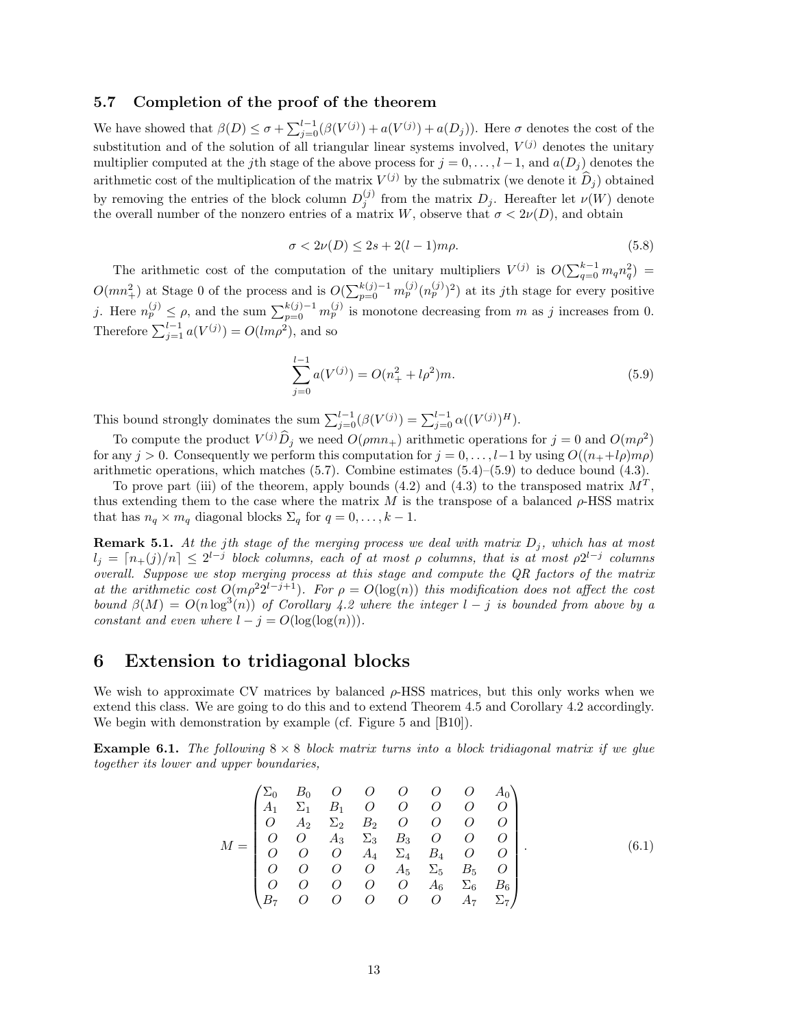### 5.7 Completion of the proof of the theorem

We have showed that $\beta(D) \le \sigma + \sum_{j=0}^{l-1}(\beta(V^{(j)}) + a(V^{(j)}) + a(D_j))$. Here $\sigma$ denotes the cost of the substitution and of the solution of all triangular linear systems involved, $V^{(j)}$ denotes the unitary multiplier computed at the $j$th stage of the above process for $j = 0, \dots, l-1$, and $a(D_j)$ denotes the arithmetic cost of the multiplication of the matrix $V^{(j)}$ by the submatrix (we denote it $\widehat{D}_j$) obtained by removing the entries of the block column $D_j^{(j)}$ from the matrix $D_j$. Hereafter let $\nu(W)$ denote the overall number of the nonzero entries of a matrix $W$, observe that $\sigma < 2\nu(D)$, and obtain

$$\sigma < 2\nu(D) \le 2s + 2(l-1)m\rho. \tag{5.8}$$

The arithmetic cost of the computation of the unitary multipliers $V^{(j)}$ is $O(\sum_{q=0}^{k-1} m_q n_q^2) = O(mn_+^2)$ at Stage 0 of the process and is $O(\sum_{p=0}^{k(j)-1} m_p^{(j)}(n_p^{(j)})^2)$ at its $j$th stage for every positive $j$. Here $n_p^{(j)} \le \rho$, and the sum $\sum_{p=0}^{k(j)-1} m_p^{(j)}$ is monotone decreasing from $m$ as $j$ increases from 0. Therefore $\sum_{j=1}^{l-1} a(V^{(j)}) = O(lm\rho^2)$, and so

$$\sum_{j=0}^{l-1} a(V^{(j)}) = O(n_+^2 + l\rho^2)m. \tag{5.9}$$

This bound strongly dominates the sum $\sum_{j=0}^{l-1}(\beta(V^{(j)}) = \sum_{j=0}^{l-1} \alpha((V^{(j)})^H)$.

To compute the product $V^{(j)}\widehat{D}_j$ we need $O(\rho m n_+)$ arithmetic operations for $j = 0$ and $O(m\rho^2)$ for any $j > 0$. Consequently we perform this computation for $j = 0, \dots, l-1$ by using $O((n_+ + l\rho)m\rho)$ arithmetic operations, which matches (5.7). Combine estimates (5.4)–(5.9) to deduce bound (4.3).

To prove part (iii) of the theorem, apply bounds (4.2) and (4.3) to the transposed matrix $M^T$, thus extending them to the case where the matrix $M$ is the transpose of a balanced $\rho$-HSS matrix that has $n_q \times m_q$ diagonal blocks $\Sigma_q$ for $q = 0, \dots, k-1$.

**Remark 5.1.** *At the $j$th stage of the merging process we deal with matrix $D_j$, which has at most $l_j = \lceil n_+(j)/n \rceil \le 2^{l-j}$ block columns, each of at most $\rho$ columns, that is at most $\rho 2^{l-j}$ columns overall. Suppose we stop merging process at this stage and compute the QR factors of the matrix at the arithmetic cost $O(m\rho^2 2^{l-j+1})$. For $\rho = O(\log(n))$ this modification does not affect the cost bound $\beta(M) = O(n\log^3(n))$ of Corollary 4.2 where the integer $l-j$ is bounded from above by a constant and even where $l - j = O(\log(\log(n)))$.*

## 6 Extension to tridiagonal blocks

We wish to approximate CV matrices by balanced $\rho$-HSS matrices, but this only works when we extend this class. We are going to do this and to extend Theorem 4.5 and Corollary 4.2 accordingly. We begin with demonstration by example (cf. Figure 5 and [B10]).

**Example 6.1.** *The following $8 \times 8$ block matrix turns into a block tridiagonal matrix if we glue together its lower and upper boundaries,*

$$M = \begin{pmatrix} \Sigma_0 & B_0 & O & O & O & O & O & A_0 \\ A_1 & \Sigma_1 & B_1 & O & O & O & O & O \\ O & A_2 & \Sigma_2 & B_2 & O & O & O & O \\ O & O & A_3 & \Sigma_3 & B_3 & O & O & O \\ O & O & O & A_4 & \Sigma_4 & B_4 & O & O \\ O & O & O & O & A_5 & \Sigma_5 & B_5 & O \\ O & O & O & O & O & A_6 & \Sigma_6 & B_6 \\ B_7 & O & O & O & O & O & A_7 & \Sigma_7 \end{pmatrix}. \tag{6.1}$$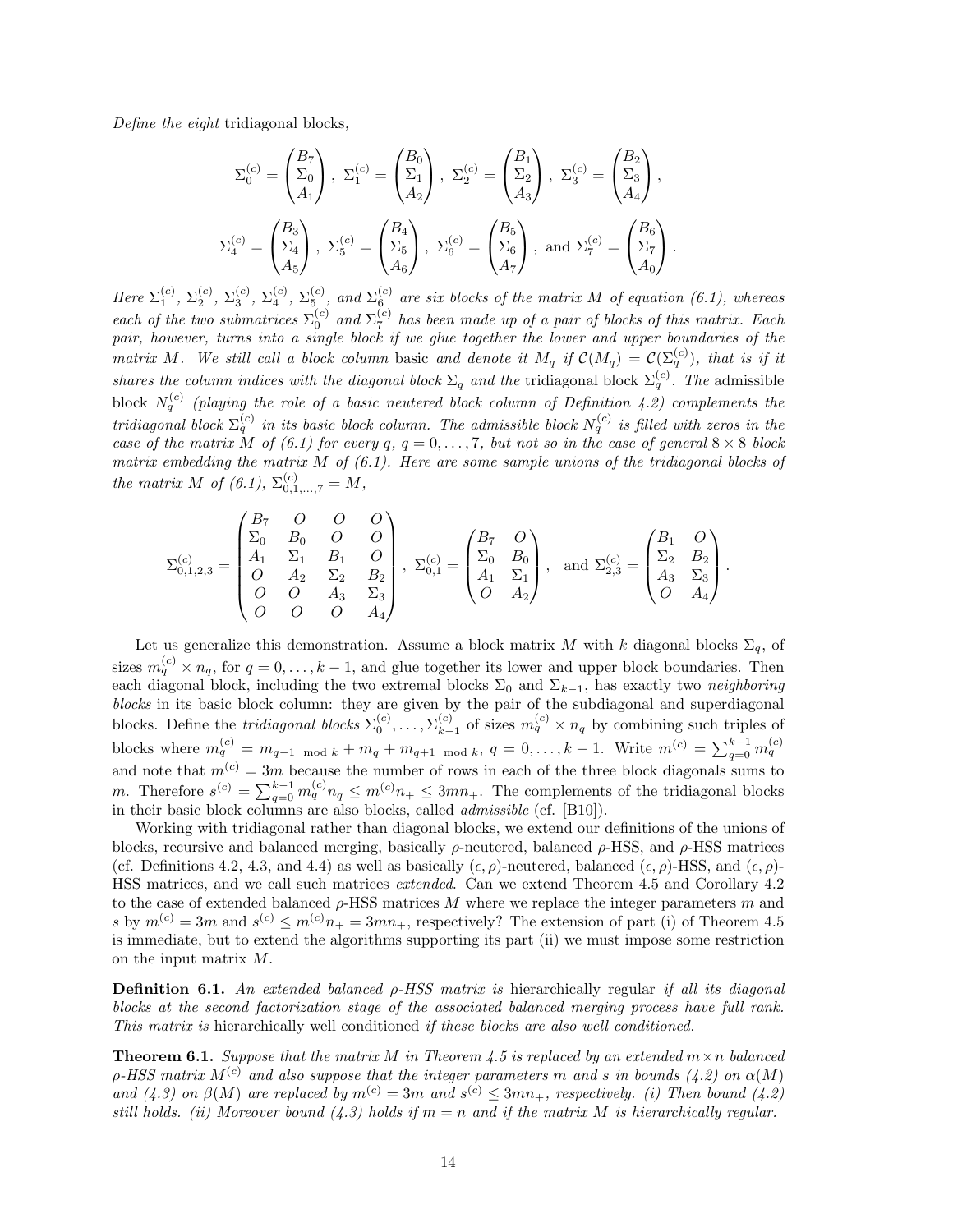*Define the eight* tridiagonal blocks*,*

$$\Sigma_0^{(c)} = \begin{pmatrix} B_7 \\ \Sigma_0 \\ A_1 \end{pmatrix},\ \Sigma_1^{(c)} = \begin{pmatrix} B_0 \\ \Sigma_1 \\ A_2 \end{pmatrix},\ \Sigma_2^{(c)} = \begin{pmatrix} B_1 \\ \Sigma_2 \\ A_3 \end{pmatrix},\ \Sigma_3^{(c)} = \begin{pmatrix} B_2 \\ \Sigma_3 \\ A_4 \end{pmatrix},$$

$$\Sigma_4^{(c)} = \begin{pmatrix} B_3 \\ \Sigma_4 \\ A_5 \end{pmatrix},\ \Sigma_5^{(c)} = \begin{pmatrix} B_4 \\ \Sigma_5 \\ A_6 \end{pmatrix},\ \Sigma_6^{(c)} = \begin{pmatrix} B_5 \\ \Sigma_6 \\ A_7 \end{pmatrix},\ \text{and } \Sigma_7^{(c)} = \begin{pmatrix} B_6 \\ \Sigma_7 \\ A_0 \end{pmatrix}.$$

*Here $\Sigma_1^{(c)}$, $\Sigma_2^{(c)}$, $\Sigma_3^{(c)}$, $\Sigma_4^{(c)}$, $\Sigma_5^{(c)}$, and $\Sigma_6^{(c)}$ are six blocks of the matrix $M$ of equation (6.1), whereas each of the two submatrices $\Sigma_0^{(c)}$ and $\Sigma_7^{(c)}$ has been made up of a pair of blocks of this matrix. Each pair, however, turns into a single block if we glue together the lower and upper boundaries of the matrix $M$. We still call a block column* basic *and denote it $M_q$ if $\mathcal{C}(M_q) = \mathcal{C}(\Sigma_q^{(c)})$, that is if it shares the column indices with the diagonal block $\Sigma_q$ and the* tridiagonal block $\Sigma_q^{(c)}$*. The* admissible block $N_q^{(c)}$ *(playing the role of a basic neutered block column of Definition 4.2) complements the tridiagonal block $\Sigma_q^{(c)}$ in its basic block column. The admissible block $N_q^{(c)}$ is filled with zeros in the case of the matrix $M$ of (6.1) for every $q$, $q = 0, \dots, 7$, but not so in the case of general $8 \times 8$ block matrix embedding the matrix $M$ of (6.1). Here are some sample unions of the tridiagonal blocks of the matrix $M$ of (6.1), $\Sigma_{0,1,\dots,7}^{(c)} = M$,*

$$\Sigma_{0,1,2,3}^{(c)} = \begin{pmatrix} B_7 & O & O & O \\ \Sigma_0 & B_0 & O & O \\ A_1 & \Sigma_1 & B_1 & O \\ O & A_2 & \Sigma_2 & B_2 \\ O & O & A_3 & \Sigma_3 \\ O & O & O & A_4 \end{pmatrix},\ \Sigma_{0,1}^{(c)} = \begin{pmatrix} B_7 & O \\ \Sigma_0 & B_0 \\ A_1 & \Sigma_1 \\ O & A_2 \end{pmatrix},\ \text{ and } \Sigma_{2,3}^{(c)} = \begin{pmatrix} B_1 & O \\ \Sigma_2 & B_2 \\ A_3 & \Sigma_3 \\ O & A_4 \end{pmatrix}.$$

Let us generalize this demonstration. Assume a block matrix $M$ with $k$ diagonal blocks $\Sigma_q$, of sizes $m_q^{(c)} \times n_q$, for $q = 0, \dots, k-1$, and glue together its lower and upper block boundaries. Then each diagonal block, including the two extremal blocks $\Sigma_0$ and $\Sigma_{k-1}$, has exactly two *neighboring blocks* in its basic block column: they are given by the pair of the subdiagonal and superdiagonal blocks. Define the *tridiagonal blocks* $\Sigma_0^{(c)}, \dots, \Sigma_{k-1}^{(c)}$ of sizes $m_q^{(c)} \times n_q$ by combining such triples of blocks where $m_q^{(c)} = m_{q-1 \mod k} + m_q + m_{q+1 \mod k}$, $q = 0, \dots, k-1$. Write $m^{(c)} = \sum_{q=0}^{k-1} m_q^{(c)}$ and note that $m^{(c)} = 3m$ because the number of rows in each of the three block diagonals sums to $m$. Therefore $s^{(c)} = \sum_{q=0}^{k-1} m_q^{(c)} n_q \le m^{(c)} n_+ \le 3mn_+$. The complements of the tridiagonal blocks in their basic block columns are also blocks, called *admissible* (cf. [B10]).

Working with tridiagonal rather than diagonal blocks, we extend our definitions of the unions of blocks, recursive and balanced merging, basically $\rho$-neutered, balanced $\rho$-HSS, and $\rho$-HSS matrices (cf. Definitions 4.2, 4.3, and 4.4) as well as basically $(\epsilon, \rho)$-neutered, balanced $(\epsilon, \rho)$-HSS, and $(\epsilon, \rho)$-HSS matrices, and we call such matrices *extended*. Can we extend Theorem 4.5 and Corollary 4.2 to the case of extended balanced $\rho$-HSS matrices $M$ where we replace the integer parameters $m$ and $s$ by $m^{(c)} = 3m$ and $s^{(c)} \le m^{(c)} n_+ = 3mn_+$, respectively? The extension of part (i) of Theorem 4.5 is immediate, but to extend the algorithms supporting its part (ii) we must impose some restriction on the input matrix $M$.

**Definition 6.1.** *An extended balanced $\rho$-HSS matrix is* hierarchically regular *if all its diagonal blocks at the second factorization stage of the associated balanced merging process have full rank. This matrix is* hierarchically well conditioned *if these blocks are also well conditioned.*

**Theorem 6.1.** *Suppose that the matrix $M$ in Theorem 4.5 is replaced by an extended $m \times n$ balanced $\rho$-HSS matrix $M^{(c)}$ and also suppose that the integer parameters $m$ and $s$ in bounds (4.2) on $\alpha(M)$ and (4.3) on $\beta(M)$ are replaced by $m^{(c)} = 3m$ and $s^{(c)} \le 3mn_+$, respectively. (i) Then bound (4.2) still holds. (ii) Moreover bound (4.3) holds if $m = n$ and if the matrix $M$ is hierarchically regular.*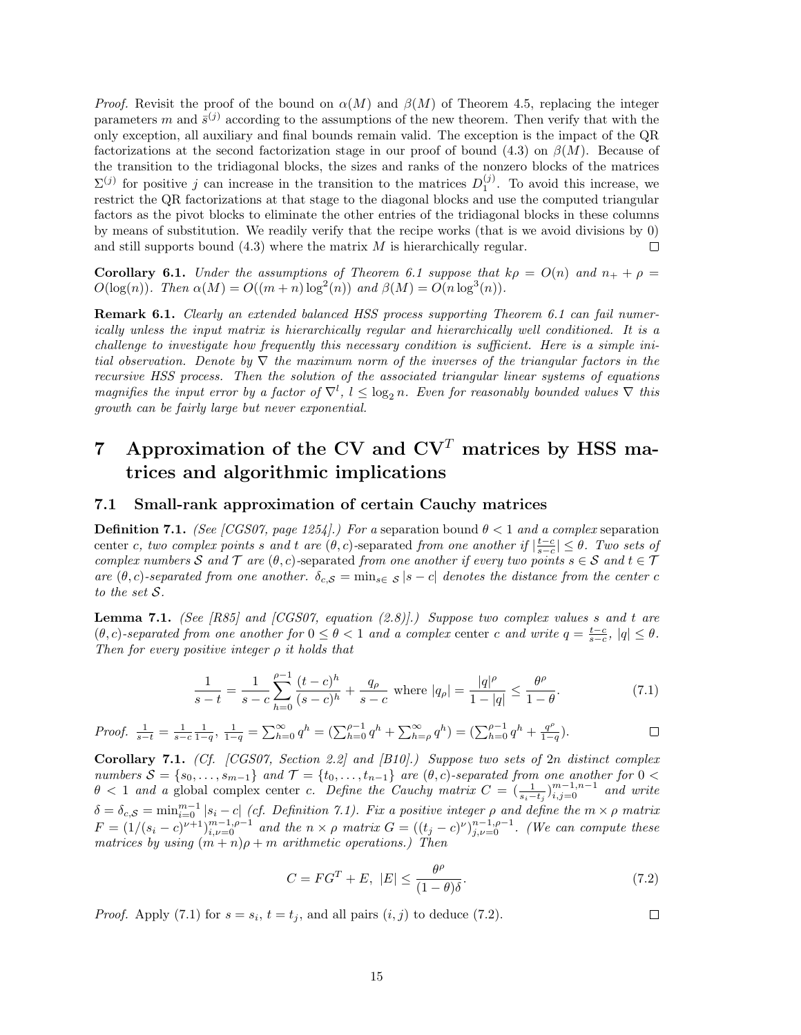*Proof.* Revisit the proof of the bound on $\alpha(M)$ and $\beta(M)$ of Theorem 4.5, replacing the integer parameters $m$ and $\bar{s}^{(j)}$ according to the assumptions of the new theorem. Then verify that with the only exception, all auxiliary and final bounds remain valid. The exception is the impact of the QR factorizations at the second factorization stage in our proof of bound (4.3) on $\beta(M)$. Because of the transition to the tridiagonal blocks, the sizes and ranks of the nonzero blocks of the matrices $\Sigma^{(j)}$ for positive $j$ can increase in the transition to the matrices $D_1^{(j)}$. To avoid this increase, we restrict the QR factorizations at that stage to the diagonal blocks and use the computed triangular factors as the pivot blocks to eliminate the other entries of the tridiagonal blocks in these columns by means of substitution. We readily verify that the recipe works (that is we avoid divisions by 0) and still supports bound (4.3) where the matrix $M$ is hierarchically regular. □

**Corollary 6.1.** *Under the assumptions of Theorem 6.1 suppose that $k\rho = O(n)$ and $n_+ + \rho = O(\log(n))$. Then $\alpha(M) = O((m+n)\log^2(n))$ and $\beta(M) = O(n\log^3(n))$.*

**Remark 6.1.** *Clearly an extended balanced HSS process supporting Theorem 6.1 can fail numerically unless the input matrix is hierarchically regular and hierarchically well conditioned. It is a challenge to investigate how frequently this necessary condition is sufficient. Here is a simple initial observation. Denote by $\nabla$ the maximum norm of the inverses of the triangular factors in the recursive HSS process. Then the solution of the associated triangular linear systems of equations magnifies the input error by a factor of $\nabla^l$, $l \le \log_2 n$. Even for reasonably bounded values $\nabla$ this growth can be fairly large but never exponential.*

# 7 Approximation of the CV and CV$^T$ matrices by HSS matrices and algorithmic implications

## 7.1 Small-rank approximation of certain Cauchy matrices

**Definition 7.1.** *(See [CGS07, page 1254].) For a* separation bound $\theta < 1$ *and a complex* separation center $c$, *two complex points $s$ and $t$ are $(\theta, c)$-separated from one another if $|\frac{t-c}{s-c}| \le \theta$. Two sets of complex numbers $\mathcal{S}$ and $\mathcal{T}$ are* $(\theta, c)$-separated *from one another if every two points $s \in \mathcal{S}$ and $t \in \mathcal{T}$ are $(\theta, c)$-separated from one another. $\delta_{c,\mathcal{S}} = \min_{s\in\ \mathcal{S}} |s - c|$ denotes the distance from the center $c$ to the set $\mathcal{S}$.*

**Lemma 7.1.** *(See [R85] and [CGS07, equation (2.8)].) Suppose two complex values $s$ and $t$ are $(\theta, c)$-separated from one another for $0 \le \theta < 1$ and a complex* center $c$ *and write $q = \frac{t-c}{s-c}$, $|q| \le \theta$. Then for every positive integer $\rho$ it holds that*

$$\frac{1}{s-t} = \frac{1}{s-c}\sum_{h=0}^{\rho-1}\frac{(t-c)^h}{(s-c)^h} + \frac{q_\rho}{s-c} \text{ where } |q_\rho| = \frac{|q|^\rho}{1-|q|} \le \frac{\theta^\rho}{1-\theta}. \tag{7.1}$$

*Proof.* $\frac{1}{s-t} = \frac{1}{s-c}\frac{1}{1-q}$, $\frac{1}{1-q} = \sum_{h=0}^{\infty} q^h = (\sum_{h=0}^{\rho-1} q^h + \sum_{h=\rho}^{\infty} q^h) = (\sum_{h=0}^{\rho-1} q^h + \frac{q^\rho}{1-q})$. □

**Corollary 7.1.** *(Cf. [CGS07, Section 2.2] and [B10].) Suppose two sets of $2n$ distinct complex numbers $\mathcal{S} = \{s_0, \ldots, s_{m-1}\}$ and $\mathcal{T} = \{t_0, \ldots, t_{n-1}\}$ are $(\theta, c)$-separated from one another for $0 < \theta < 1$ and a* global complex center $c$. *Define the Cauchy matrix $C = (\frac{1}{s_i - t_j})_{i,j=0}^{m-1,n-1}$ and write $\delta = \delta_{c,\mathcal{S}} = \min_{i=0}^{m-1} |s_i - c|$ (cf. Definition 7.1). Fix a positive integer $\rho$ and define the $m \times \rho$ matrix $F = (1/(s_i - c)^{\nu+1})_{i,\nu=0}^{m-1,\rho-1}$ and the $n \times \rho$ matrix $G = ((t_j - c)^\nu)_{j,\nu=0}^{n-1,\rho-1}$. (We can compute these matrices by using $(m+n)\rho + m$ arithmetic operations.) Then*

$$C = FG^T + E,\ |E| \le \frac{\theta^\rho}{(1-\theta)\delta}. \tag{7.2}$$

*Proof.* Apply (7.1) for $s = s_i$, $t = t_j$, and all pairs $(i, j)$ to deduce (7.2). □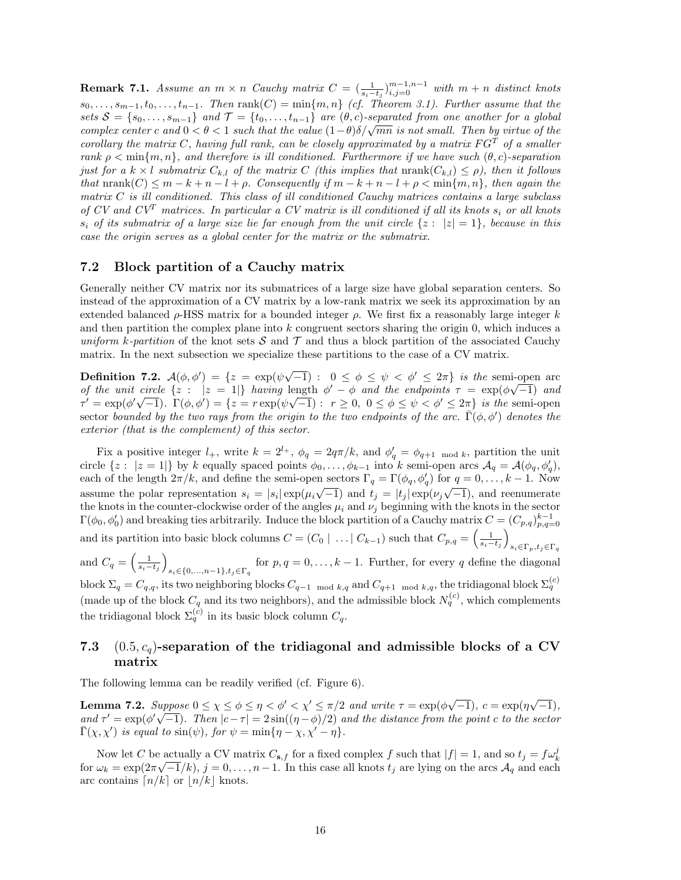**Remark 7.1.** *Assume an $m \times n$ Cauchy matrix $C = (\frac{1}{s_i - t_j})_{i,j=0}^{m-1,n-1}$ with $m+n$ distinct knots $s_0, \dots, s_{m-1}, t_0, \dots, t_{n-1}$. Then $\mathrm{rank}(C) = \min\{m, n\}$ (cf. Theorem 3.1). Further assume that the sets $\mathcal{S} = \{s_0, \dots, s_{m-1}\}$ and $\mathcal{T} = \{t_0, \dots, t_{n-1}\}$ are $(\theta, c)$-separated from one another for a global complex center $c$ and $0 < \theta < 1$ such that the value $(1-\theta)\delta/\sqrt{mn}$ is not small. Then by virtue of the corollary the matrix $C$, having full rank, can be closely approximated by a matrix $FG^T$ of a smaller rank $\rho < \min\{m, n\}$, and therefore is ill conditioned. Furthermore if we have such $(\theta, c)$-separation just for a $k \times l$ submatrix $C_{k,l}$ of the matrix $C$ (this implies that $\mathrm{nrank}(C_{k,l}) \le \rho$), then it follows that $\mathrm{nrank}(C) \le m - k + n - l + \rho$. Consequently if $m - k + n - l + \rho < \min\{m, n\}$, then again the matrix $C$ is ill conditioned. This class of ill conditioned Cauchy matrices contains a large subclass of CV and CV$^T$ matrices. In particular a CV matrix is ill conditioned if all its knots $s_i$ or all knots $s_i$ of its submatrix of a large size lie far enough from the unit circle $\{z : |z| = 1\}$, because in this case the origin serves as a global center for the matrix or the submatrix.*

## 7.2 Block partition of a Cauchy matrix

Generally neither CV matrix nor its submatrices of a large size have global separation centers. So instead of the approximation of a CV matrix by a low-rank matrix we seek its approximation by an extended balanced $\rho$-HSS matrix for a bounded integer $\rho$. We first fix a reasonably large integer $k$ and then partition the complex plane into $k$ congruent sectors sharing the origin 0, which induces a *uniform $k$-partition* of the knot sets $\mathcal{S}$ and $\mathcal{T}$ and thus a block partition of the associated Cauchy matrix. In the next subsection we specialize these partitions to the case of a CV matrix.

**Definition 7.2.** *$\mathcal{A}(\phi, \phi') = \{z = \exp(\psi\sqrt{-1}) : 0 \le \phi \le \psi < \phi' \le 2\pi\}$ is the* semi-open arc *of the unit circle $\{z : |z = 1|\}$ having* length *$\phi' - \phi$ and the endpoints $\tau = \exp(\phi\sqrt{-1})$ and $\tau' = \exp(\phi'\sqrt{-1})$. $\Gamma(\phi, \phi') = \{z = r\exp(\psi\sqrt{-1}) : r \ge 0, 0 \le \phi \le \psi < \phi' \le 2\pi\}$ is the* semi-open sector *bounded by the two rays from the origin to the two endpoints of the arc. $\bar{\Gamma}(\phi, \phi')$ denotes the exterior (that is the complement) of this sector.*

Fix a positive integer $l_+$, write $k = 2^{l_+}$, $\phi_q = 2q\pi/k$, and $\phi'_q = \phi_{q+1 \mod k}$, partition the unit circle $\{z : |z = 1|\}$ by $k$ equally spaced points $\phi_0, \dots, \phi_{k-1}$ into $k$ semi-open arcs $\mathcal{A}_q = \mathcal{A}(\phi_q, \phi'_q)$, each of the length $2\pi/k$, and define the semi-open sectors $\Gamma_q = \Gamma(\phi_q, \phi'_q)$ for $q = 0, \dots, k-1$. Now assume the polar representation $s_i = |s_i|\exp(\mu_i\sqrt{-1})$ and $t_j = |t_j|\exp(\nu_j\sqrt{-1})$, and reenumerate the knots in the counter-clockwise order of the angles $\mu_i$ and $\nu_j$ beginning with the knots in the sector $\Gamma(\phi_0, \phi'_0)$ and breaking ties arbitrarily. Induce the block partition of a Cauchy matrix $C = (C_{p,q})_{p,q=0}^{k-1}$ and its partition into basic block columns $C = (C_0 \mid \dots \mid C_{k-1})$ such that $C_{p,q} = \left(\frac{1}{s_i - t_j}\right)_{s_i \in \Gamma_p, t_j \in \Gamma_q}$ and $C_q = \left(\frac{1}{s_i - t_j}\right)_{s_i \in \{0, \dots, n-1\}, t_j \in \Gamma_q}$ for $p, q = 0, \dots, k-1$. Further, for every $q$ define the diagonal block $\Sigma_q = C_{q,q}$, its two neighboring blocks $C_{q-1 \mod k, q}$ and $C_{q+1 \mod k, q}$, the tridiagonal block $\Sigma_q^{(c)}$ (made up of the block $C_q$ and its two neighbors), and the admissible block $N_q^{(c)}$, which complements the tridiagonal block $\Sigma_q^{(c)}$ in its basic block column $C_q$.

## 7.3 $(0.5, c_q)$-separation of the tridiagonal and admissible blocks of a CV matrix

The following lemma can be readily verified (cf. Figure 6).

**Lemma 7.2.** *Suppose $0 \le \chi \le \phi \le \eta < \phi' < \chi' \le \pi/2$ and write $\tau = \exp(\phi\sqrt{-1})$, $c = \exp(\eta\sqrt{-1})$, and $\tau' = \exp(\phi'\sqrt{-1})$. Then $|c - \tau| = 2\sin((\eta - \phi)/2)$ and the distance from the point $c$ to the sector $\bar{\Gamma}(\chi, \chi')$ is equal to $\sin(\psi)$, for $\psi = \min\{\eta - \chi, \chi' - \eta\}$.*

Now let $C$ be actually a CV matrix $C_{\mathbf{s},f}$ for a fixed complex $f$ such that $|f| = 1$, and so $t_j = f\omega_k^j$ for $\omega_k = \exp(2\pi\sqrt{-1}/k)$, $j = 0, \dots, n-1$. In this case all knots $t_j$ are lying on the arcs $\mathcal{A}_q$ and each arc contains $\lceil n/k \rceil$ or $\lfloor n/k \rfloor$ knots.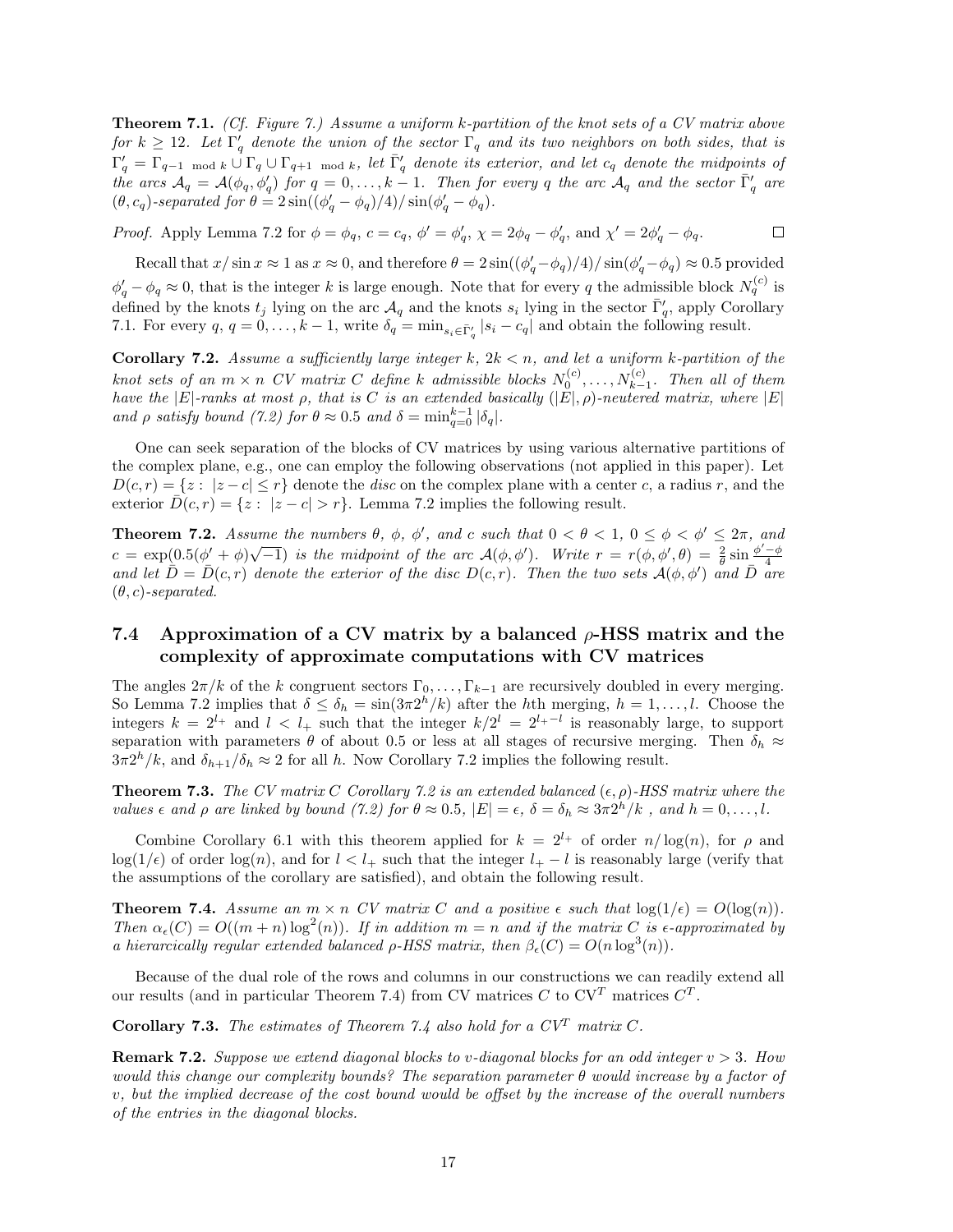**Theorem 7.1.** *(Cf. Figure 7.) Assume a uniform $k$-partition of the knot sets of a CV matrix above for $k \geq 12$. Let $\Gamma'_q$ denote the union of the sector $\Gamma_q$ and its two neighbors on both sides, that is $\Gamma'_q = \Gamma_{q-1 \mod k} \cup \Gamma_q \cup \Gamma_{q+1 \mod k}$, let $\bar{\Gamma}'_q$ denote its exterior, and let $c_q$ denote the midpoints of the arcs $\mathcal{A}_q = \mathcal{A}(\phi_q, \phi'_q)$ for $q = 0, \dots, k-1$. Then for every $q$ the arc $\mathcal{A}_q$ and the sector $\bar{\Gamma}'_q$ are $(\theta, c_q)$-separated for $\theta = 2\sin((\phi'_q - \phi_q)/4)/\sin(\phi'_q - \phi_q)$.*

*Proof.* Apply Lemma 7.2 for $\phi = \phi_q$, $c = c_q$, $\phi' = \phi'_q$, $\chi = 2\phi_q - \phi'_q$, and $\chi' = 2\phi'_q - \phi_q$. □

Recall that $x/\sin x \approx 1$ as $x \approx 0$, and therefore $\theta = 2\sin((\phi'_q - \phi_q)/4)/\sin(\phi'_q - \phi_q) \approx 0.5$ provided $\phi'_q - \phi_q \approx 0$, that is the integer $k$ is large enough. Note that for every $q$ the admissible block $N_q^{(c)}$ is defined by the knots $t_j$ lying on the arc $\mathcal{A}_q$ and the knots $s_i$ lying in the sector $\bar{\Gamma}'_q$, apply Corollary 7.1. For every $q$, $q = 0, \dots, k-1$, write $\delta_q = \min_{s_i \in \bar{\Gamma}'_q} |s_i - c_q|$ and obtain the following result.

**Corollary 7.2.** *Assume a sufficiently large integer $k$, $2k < n$, and let a uniform $k$-partition of the knot sets of an $m \times n$ CV matrix $C$ define $k$ admissible blocks $N_0^{(c)}, \dots, N_{k-1}^{(c)}$. Then all of them have the $|E|$-ranks at most $\rho$, that is $C$ is an extended basically $(|E|, \rho)$-neutered matrix, where $|E|$ and $\rho$ satisfy bound (7.2) for $\theta \approx 0.5$ and $\delta = \min_{q=0}^{k-1} |\delta_q|$.*

One can seek separation of the blocks of CV matrices by using various alternative partitions of the complex plane, e.g., one can employ the following observations (not applied in this paper). Let $D(c, r) = \{z : |z - c| \leq r\}$ denote the *disc* on the complex plane with a center $c$, a radius $r$, and the exterior $\bar{D}(c, r) = \{z : |z - c| > r\}$. Lemma 7.2 implies the following result.

**Theorem 7.2.** *Assume the numbers $\theta$, $\phi$, $\phi'$, and $c$ such that $0 < \theta < 1$, $0 \leq \phi < \phi' \leq 2\pi$, and $c = \exp(0.5(\phi' + \phi)\sqrt{-1})$ is the midpoint of the arc $\mathcal{A}(\phi, \phi')$. Write $r = r(\phi, \phi', \theta) = \frac{2}{\theta}\sin\frac{\phi' - \phi}{4}$ and let $\bar{D} = \bar{D}(c, r)$ denote the exterior of the disc $D(c, r)$. Then the two sets $\mathcal{A}(\phi, \phi')$ and $\bar{D}$ are $(\theta, c)$-separated.*

## 7.4 Approximation of a CV matrix by a balanced $\rho$-HSS matrix and the complexity of approximate computations with CV matrices

The angles $2\pi/k$ of the $k$ congruent sectors $\Gamma_0, \dots, \Gamma_{k-1}$ are recursively doubled in every merging. So Lemma 7.2 implies that $\delta \leq \delta_h = \sin(3\pi 2^h/k)$ after the $h$th merging, $h = 1, \dots, l$. Choose the integers $k = 2^{l_+}$ and $l < l_+$ such that the integer $k/2^l = 2^{l_+ - l}$ is reasonably large, to support separation with parameters $\theta$ of about 0.5 or less at all stages of recursive merging. Then $\delta_h \approx 3\pi 2^h/k$, and $\delta_{h+1}/\delta_h \approx 2$ for all $h$. Now Corollary 7.2 implies the following result.

**Theorem 7.3.** *The CV matrix $C$ Corollary 7.2 is an extended balanced $(\epsilon, \rho)$-HSS matrix where the values $\epsilon$ and $\rho$ are linked by bound (7.2) for $\theta \approx 0.5$, $|E| = \epsilon$, $\delta = \delta_h \approx 3\pi 2^h/k$ , and $h = 0, \dots, l$.*

Combine Corollary 6.1 with this theorem applied for $k = 2^{l_+}$ of order $n/\log(n)$, for $\rho$ and $\log(1/\epsilon)$ of order $\log(n)$, and for $l < l_+$ such that the integer $l_+ - l$ is reasonably large (verify that the assumptions of the corollary are satisfied), and obtain the following result.

**Theorem 7.4.** *Assume an $m \times n$ CV matrix $C$ and a positive $\epsilon$ such that $\log(1/\epsilon) = O(\log(n))$. Then $\alpha_\epsilon(C) = O((m + n)\log^2(n))$. If in addition $m = n$ and if the matrix $C$ is $\epsilon$-approximated by a hierarcically regular extended balanced $\rho$-HSS matrix, then $\beta_\epsilon(C) = O(n\log^3(n))$.*

Because of the dual role of the rows and columns in our constructions we can readily extend all our results (and in particular Theorem 7.4) from CV matrices $C$ to CV$^T$ matrices $C^T$.

**Corollary 7.3.** *The estimates of Theorem 7.4 also hold for a CV$^T$ matrix $C$.*

**Remark 7.2.** *Suppose we extend diagonal blocks to $v$-diagonal blocks for an odd integer $v > 3$. How would this change our complexity bounds? The separation parameter $\theta$ would increase by a factor of $v$, but the implied decrease of the cost bound would be offset by the increase of the overall numbers of the entries in the diagonal blocks.*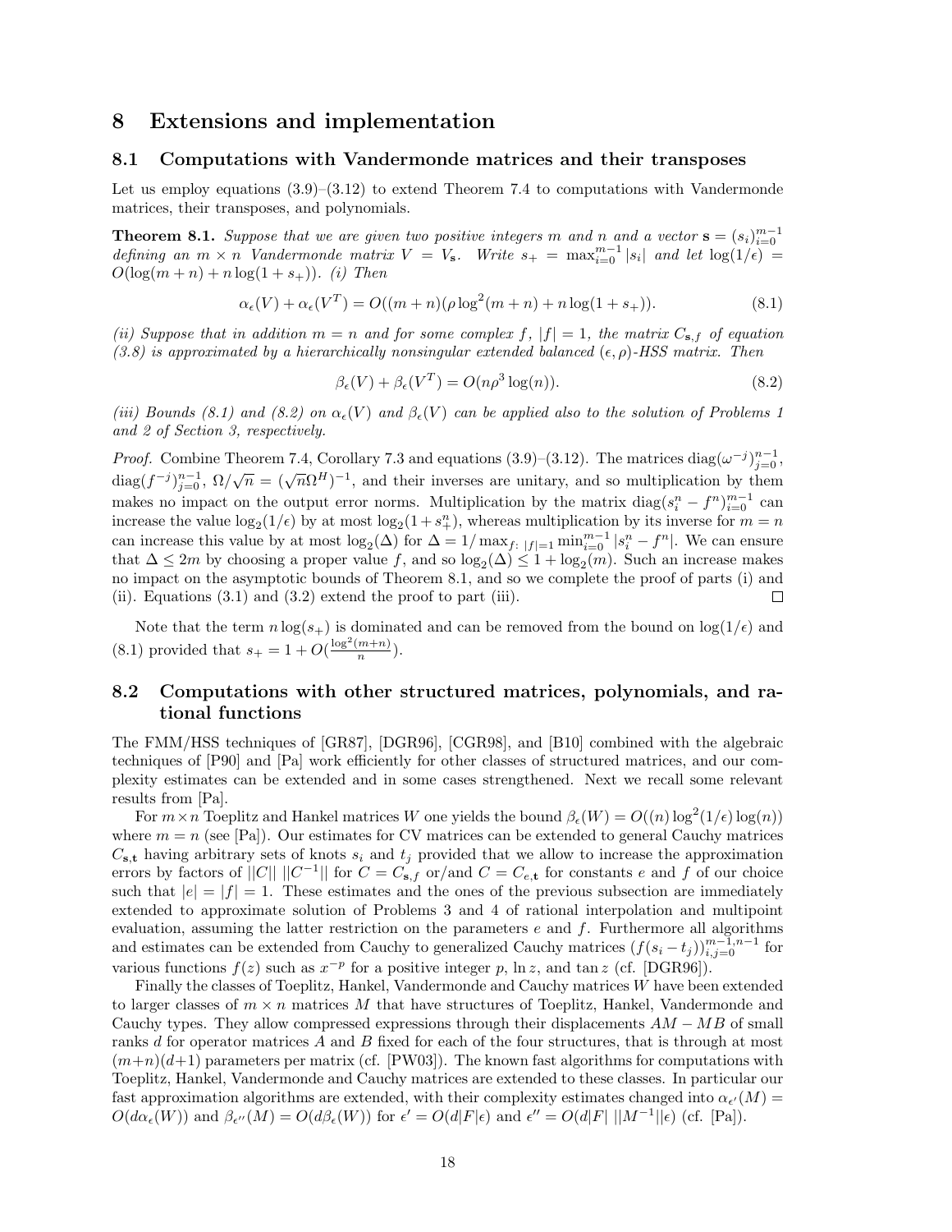# 8 Extensions and implementation

## 8.1 Computations with Vandermonde matrices and their transposes

Let us employ equations (3.9)–(3.12) to extend Theorem 7.4 to computations with Vandermonde matrices, their transposes, and polynomials.

**Theorem 8.1.** *Suppose that we are given two positive integers $m$ and $n$ and a vector $\mathbf{s} = (s_i)_{i=0}^{m-1}$ defining an $m \times n$ Vandermonde matrix $V = V_{\mathbf{s}}$. Write $s_+ = \max_{i=0}^{m-1} |s_i|$ and let $\log(1/\epsilon) = O(\log(m+n) + n\log(1+s_+))$. (i) Then*

$$\alpha_\epsilon(V) + \alpha_\epsilon(V^T) = O((m+n)(\rho \log^2(m+n) + n\log(1+s_+)). \tag{8.1}$$

*(ii) Suppose that in addition $m = n$ and for some complex $f$, $|f| = 1$, the matrix $C_{\mathbf{s},f}$ of equation (3.8) is approximated by a hierarchically nonsingular extended balanced $(\epsilon, \rho)$-HSS matrix. Then*

$$\beta_\epsilon(V) + \beta_\epsilon(V^T) = O(n\rho^3 \log(n)). \tag{8.2}$$

*(iii) Bounds (8.1) and (8.2) on $\alpha_\epsilon(V)$ and $\beta_\epsilon(V)$ can be applied also to the solution of Problems 1 and 2 of Section 3, respectively.*

*Proof.* Combine Theorem 7.4, Corollary 7.3 and equations (3.9)–(3.12). The matrices $\operatorname{diag}(\omega^{-j})_{j=0}^{n-1}$, $\operatorname{diag}(f^{-j})_{j=0}^{n-1}$, $\Omega/\sqrt{n} = (\sqrt{n}\Omega^H)^{-1}$, and their inverses are unitary, and so multiplication by them makes no impact on the output error norms. Multiplication by the matrix $\operatorname{diag}(s_i^n - f^n)_{i=0}^{m-1}$ can increase the value $\log_2(1/\epsilon)$ by at most $\log_2(1+s_+^n)$, whereas multiplication by its inverse for $m = n$ can increase this value by at most $\log_2(\Delta)$ for $\Delta = 1/\max_{f:\ |f|=1} \min_{i=0}^{m-1} |s_i^n - f^n|$. We can ensure that $\Delta \leq 2m$ by choosing a proper value $f$, and so $\log_2(\Delta) \leq 1 + \log_2(m)$. Such an increase makes no impact on the asymptotic bounds of Theorem 8.1, and so we complete the proof of parts (i) and (ii). Equations (3.1) and (3.2) extend the proof to part (iii). $\square$

Note that the term $n\log(s_+)$ is dominated and can be removed from the bound on $\log(1/\epsilon)$ and (8.1) provided that $s_+ = 1 + O(\frac{\log^2(m+n)}{n})$.

## 8.2 Computations with other structured matrices, polynomials, and rational functions

The FMM/HSS techniques of [GR87], [DGR96], [CGR98], and [B10] combined with the algebraic techniques of [P90] and [Pa] work efficiently for other classes of structured matrices, and our complexity estimates can be extended and in some cases strengthened. Next we recall some relevant results from [Pa].

For $m\times n$ Toeplitz and Hankel matrices $W$ one yields the bound $\beta_\epsilon(W) = O((n)\log^2(1/\epsilon)\log(n))$ where $m = n$ (see [Pa]). Our estimates for CV matrices can be extended to general Cauchy matrices $C_{\mathbf{s},\mathbf{t}}$ having arbitrary sets of knots $s_i$ and $t_j$ provided that we allow to increase the approximation errors by factors of $||C||\ ||C^{-1}||$ for $C = C_{\mathbf{s},f}$ or/and $C = C_{e,\mathbf{t}}$ for constants $e$ and $f$ of our choice such that $|e| = |f| = 1$. These estimates and the ones of the previous subsection are immediately extended to approximate solution of Problems 3 and 4 of rational interpolation and multipoint evaluation, assuming the latter restriction on the parameters $e$ and $f$. Furthermore all algorithms and estimates can be extended from Cauchy to generalized Cauchy matrices $(f(s_i - t_j))_{i,j=0}^{m-1,n-1}$ for various functions $f(z)$ such as $x^{-p}$ for a positive integer $p$, $\ln z$, and $\tan z$ (cf. [DGR96]).

Finally the classes of Toeplitz, Hankel, Vandermonde and Cauchy matrices $W$ have been extended to larger classes of $m \times n$ matrices $M$ that have structures of Toeplitz, Hankel, Vandermonde and Cauchy types. They allow compressed expressions through their displacements $AM - MB$ of small ranks $d$ for operator matrices $A$ and $B$ fixed for each of the four structures, that is through at most $(m+n)(d+1)$ parameters per matrix (cf. [PW03]). The known fast algorithms for computations with Toeplitz, Hankel, Vandermonde and Cauchy matrices are extended to these classes. In particular our fast approximation algorithms are extended, with their complexity estimates changed into $\alpha_{\epsilon'}(M) = O(d\alpha_\epsilon(W))$ and $\beta_{\epsilon''}(M) = O(d\beta_\epsilon(W))$ for $\epsilon' = O(d|F|\epsilon)$ and $\epsilon'' = O(d|F|\ ||M^{-1}||\epsilon)$ (cf. [Pa]).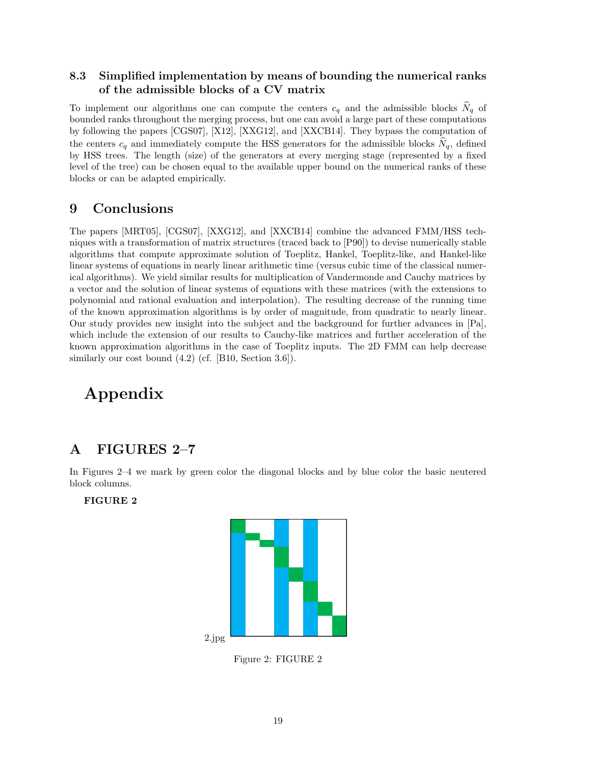### 8.3 Simplified implementation by means of bounding the numerical ranks of the admissible blocks of a CV matrix

To implement our algorithms one can compute the centers $c_q$ and the admissible blocks $\widehat{N}_q$ of bounded ranks throughout the merging process, but one can avoid a large part of these computations by following the papers [CGS07], [X12], [XXG12], and [XXCB14]. They bypass the computation of the centers $c_q$ and immediately compute the HSS generators for the admissible blocks $\widehat{N}_q$, defined by HSS trees. The length (size) of the generators at every merging stage (represented by a fixed level of the tree) can be chosen equal to the available upper bound on the numerical ranks of these blocks or can be adapted empirically.

## 9 Conclusions

The papers [MRT05], [CGS07], [XXG12], and [XXCB14] combine the advanced FMM/HSS techniques with a transformation of matrix structures (traced back to [P90]) to devise numerically stable algorithms that compute approximate solution of Toeplitz, Hankel, Toeplitz-like, and Hankel-like linear systems of equations in nearly linear arithmetic time (versus cubic time of the classical numerical algorithms). We yield similar results for multiplication of Vandermonde and Cauchy matrices by a vector and the solution of linear systems of equations with these matrices (with the extensions to polynomial and rational evaluation and interpolation). The resulting decrease of the running time of the known approximation algorithms is by order of magnitude, from quadratic to nearly linear. Our study provides new insight into the subject and the background for further advances in [Pa], which include the extension of our results to Cauchy-like matrices and further acceleration of the known approximation algorithms in the case of Toeplitz inputs. The 2D FMM can help decrease similarly our cost bound (4.2) (cf. [B10, Section 3.6]).

# Appendix

## A FIGURES 2–7

In Figures 2–4 we mark by green color the diagonal blocks and by blue color the basic neutered block columns.

**FIGURE 2**

2.jpg

Figure 2: FIGURE 2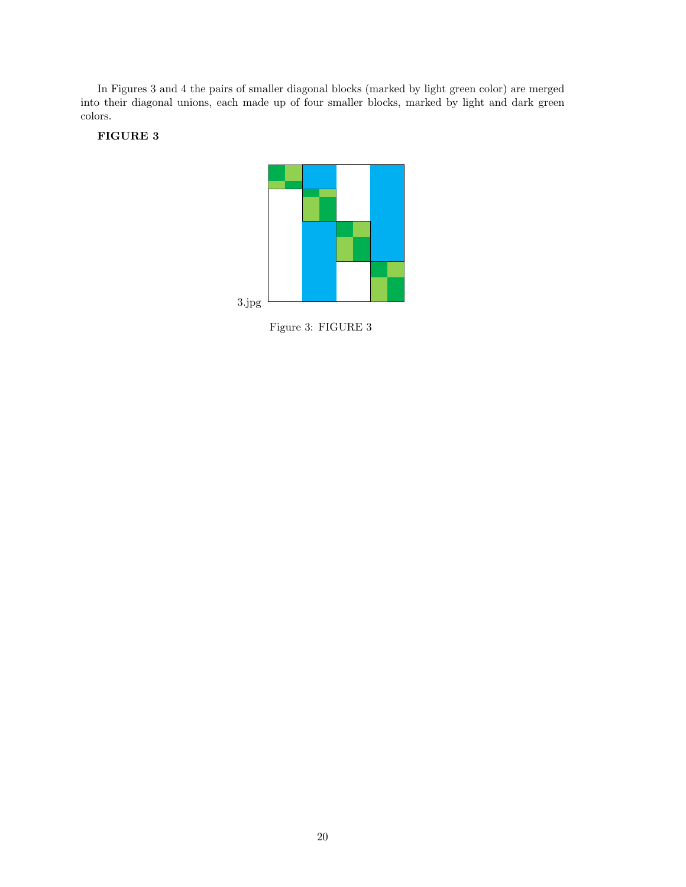In Figures 3 and 4 the pairs of smaller diagonal blocks (marked by light green color) are merged into their diagonal unions, each made up of four smaller blocks, marked by light and dark green colors.

**FIGURE 3**

3.jpg

Figure 3: FIGURE 3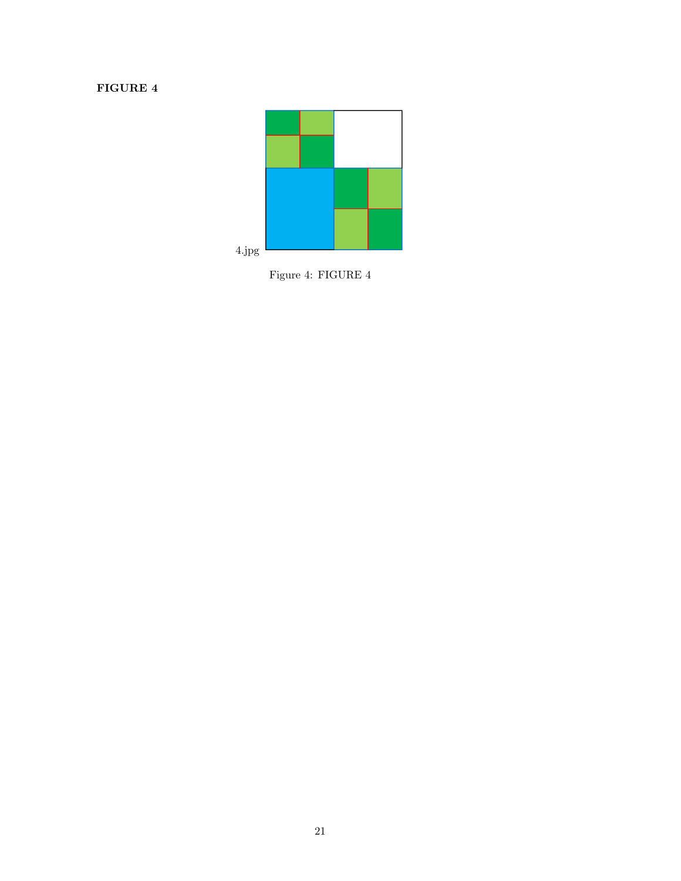**FIGURE 4**

4.jpg

Figure 4: FIGURE 4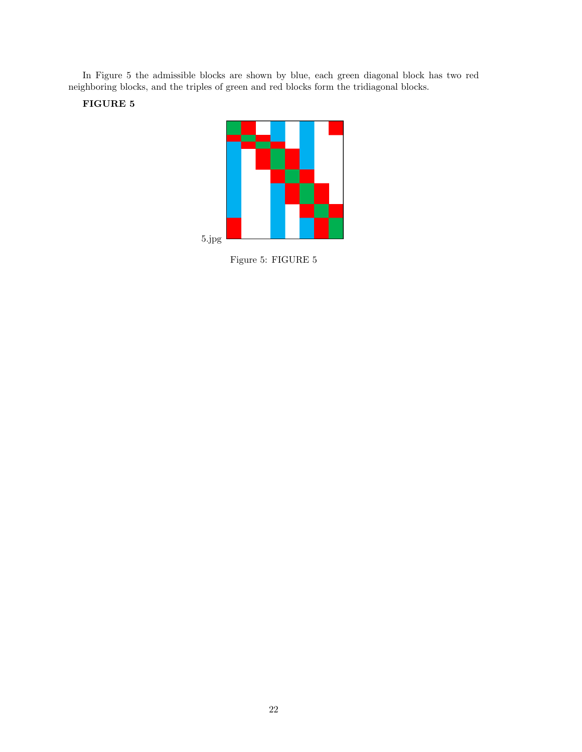In Figure 5 the admissible blocks are shown by blue, each green diagonal block has two red neighboring blocks, and the triples of green and red blocks form the tridiagonal blocks.

**FIGURE 5**

5.jpg

Figure 5: FIGURE 5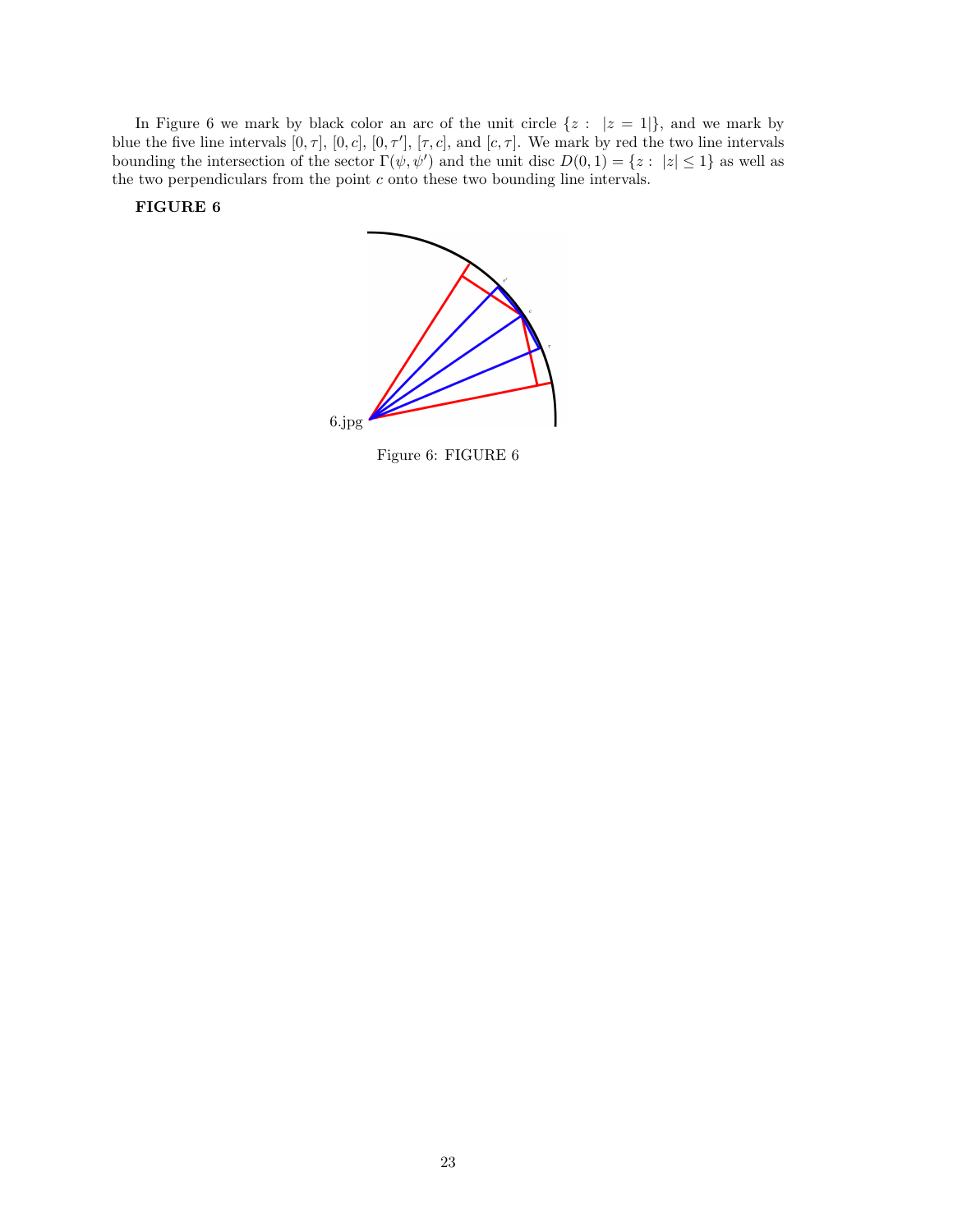In Figure 6 we mark by black color an arc of the unit circle $\{z: \ |z = 1|\}$, and we mark by blue the five line intervals $[0, \tau]$, $[0, c]$, $[0, \tau']$, $[\tau, c]$, and $[c, \tau]$. We mark by red the two line intervals bounding the intersection of the sector $\Gamma(\psi, \psi')$ and the unit disc $D(0, 1) = \{z: \ |z| \leq 1\}$ as well as the two perpendiculars from the point $c$ onto these two bounding line intervals.

**FIGURE 6**

6.jpg

Figure 6: FIGURE 6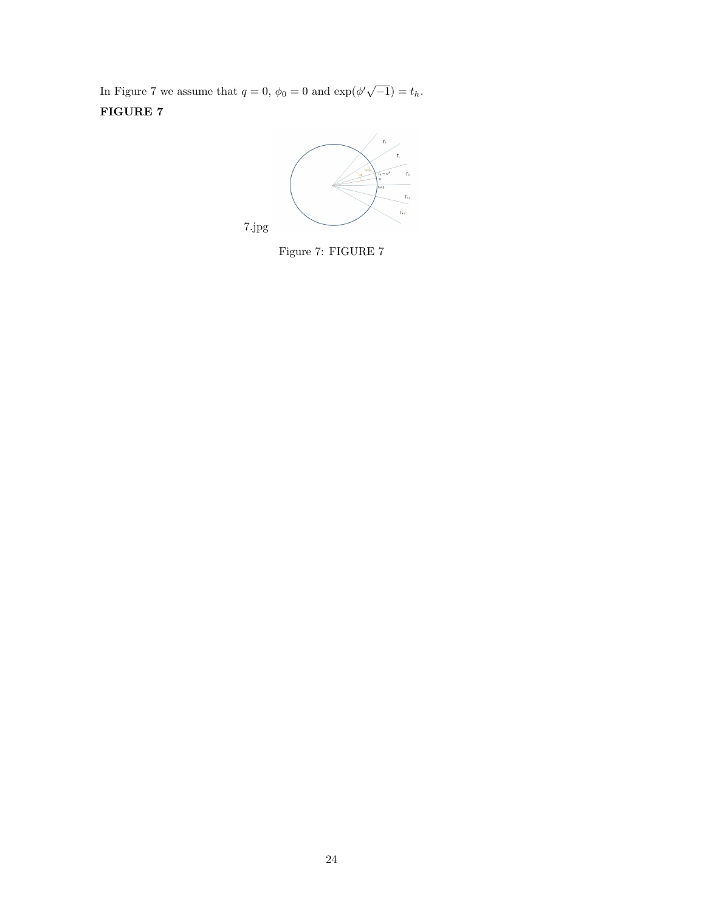In Figure 7 we assume that $q = 0$, $\phi_0 = 0$ and $\exp(\phi'\sqrt{-1}) = t_h$.

**FIGURE 7**

7.jpg

Figure 7: FIGURE 7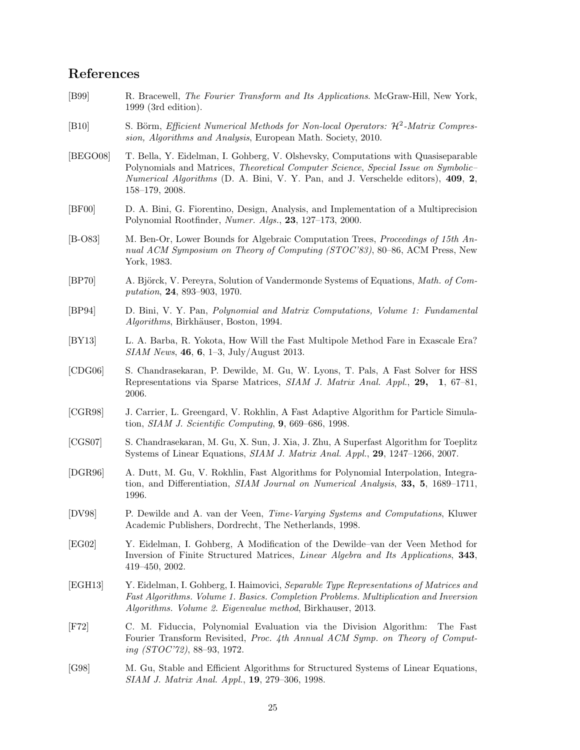## References

[B99] R. Bracewell, *The Fourier Transform and Its Applications*. McGraw-Hill, New York, 1999 (3rd edition).

[B10] S. Börm, *Efficient Numerical Methods for Non-local Operators: $\mathcal{H}^2$-Matrix Compression, Algorithms and Analysis*, European Math. Society, 2010.

[BEGO08] T. Bella, Y. Eidelman, I. Gohberg, V. Olshevsky, Computations with Quasiseparable Polynomials and Matrices, *Theoretical Computer Science*, *Special Issue on Symbolic–Numerical Algorithms* (D. A. Bini, V. Y. Pan, and J. Verschelde editors), **409**, **2**, 158–179, 2008.

[BF00] D. A. Bini, G. Fiorentino, Design, Analysis, and Implementation of a Multiprecision Polynomial Rootfinder, *Numer. Algs.*, **23**, 127–173, 2000.

[B-O83] M. Ben-Or, Lower Bounds for Algebraic Computation Trees, *Proceedings of 15th Annual ACM Symposium on Theory of Computing (STOC'83)*, 80–86, ACM Press, New York, 1983.

[BP70] A. Björck, V. Pereyra, Solution of Vandermonde Systems of Equations, *Math. of Computation*, **24**, 893–903, 1970.

[BP94] D. Bini, V. Y. Pan, *Polynomial and Matrix Computations, Volume 1: Fundamental Algorithms*, Birkhäuser, Boston, 1994.

[BY13] L. A. Barba, R. Yokota, How Will the Fast Multipole Method Fare in Exascale Era? *SIAM News*, **46**, **6**, 1–3, July/August 2013.

[CDG06] S. Chandrasekaran, P. Dewilde, M. Gu, W. Lyons, T. Pals, A Fast Solver for HSS Representations via Sparse Matrices, *SIAM J. Matrix Anal. Appl.*, **29, 1**, 67–81, 2006.

[CGR98] J. Carrier, L. Greengard, V. Rokhlin, A Fast Adaptive Algorithm for Particle Simulation, *SIAM J. Scientific Computing*, **9**, 669–686, 1998.

[CGS07] S. Chandrasekaran, M. Gu, X. Sun, J. Xia, J. Zhu, A Superfast Algorithm for Toeplitz Systems of Linear Equations, *SIAM J. Matrix Anal. Appl.*, **29**, 1247–1266, 2007.

[DGR96] A. Dutt, M. Gu, V. Rokhlin, Fast Algorithms for Polynomial Interpolation, Integration, and Differentiation, *SIAM Journal on Numerical Analysis*, **33, 5**, 1689–1711, 1996.

[DV98] P. Dewilde and A. van der Veen, *Time-Varying Systems and Computations*, Kluwer Academic Publishers, Dordrecht, The Netherlands, 1998.

[EG02] Y. Eidelman, I. Gohberg, A Modification of the Dewilde–van der Veen Method for Inversion of Finite Structured Matrices, *Linear Algebra and Its Applications*, **343**, 419–450, 2002.

[EGH13] Y. Eidelman, I. Gohberg, I. Haimovici, *Separable Type Representations of Matrices and Fast Algorithms. Volume 1. Basics. Completion Problems. Multiplication and Inversion Algorithms. Volume 2. Eigenvalue method*, Birkhauser, 2013.

[F72] C. M. Fiduccia, Polynomial Evaluation via the Division Algorithm: The Fast Fourier Transform Revisited, *Proc. 4th Annual ACM Symp. on Theory of Computing (STOC'72)*, 88–93, 1972.

[G98] M. Gu, Stable and Efficient Algorithms for Structured Systems of Linear Equations, *SIAM J. Matrix Anal. Appl.*, **19**, 279–306, 1998.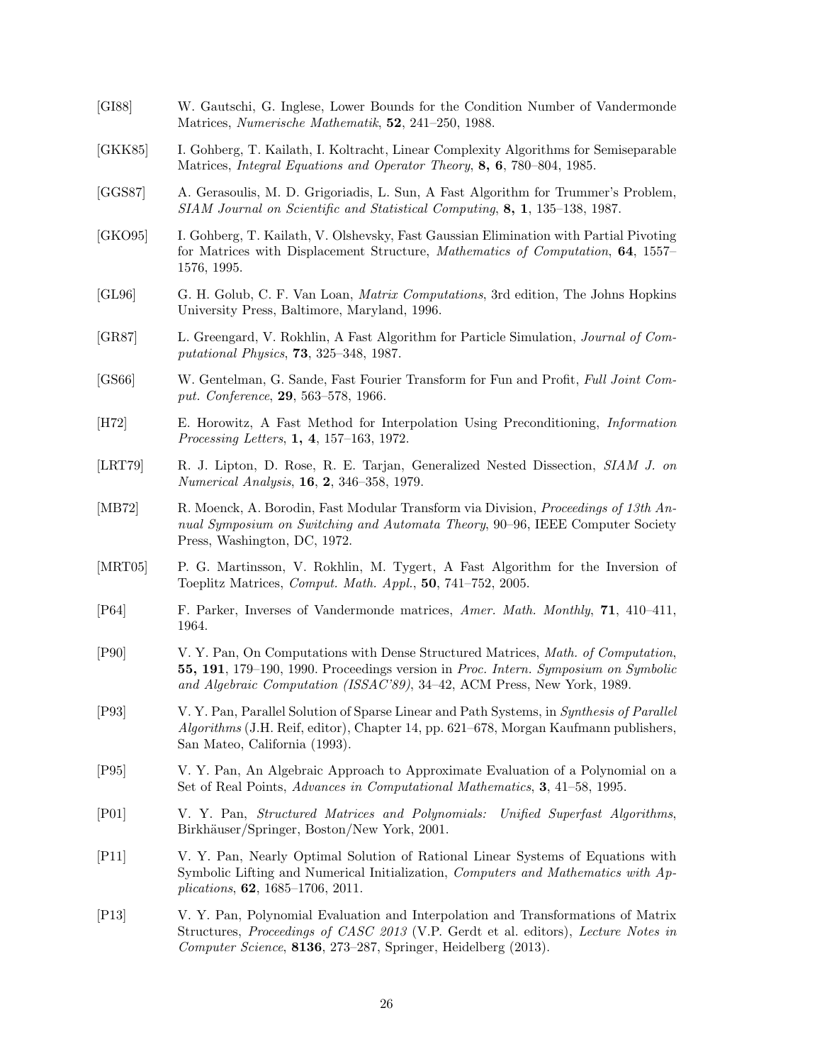[GI88] W. Gautschi, G. Inglese, Lower Bounds for the Condition Number of Vandermonde Matrices, *Numerische Mathematik*, **52**, 241–250, 1988.

[GKK85] I. Gohberg, T. Kailath, I. Koltracht, Linear Complexity Algorithms for Semiseparable Matrices, *Integral Equations and Operator Theory*, **8, 6**, 780–804, 1985.

[GGS87] A. Gerasoulis, M. D. Grigoriadis, L. Sun, A Fast Algorithm for Trummer's Problem, *SIAM Journal on Scientific and Statistical Computing*, **8, 1**, 135–138, 1987.

[GKO95] I. Gohberg, T. Kailath, V. Olshevsky, Fast Gaussian Elimination with Partial Pivoting for Matrices with Displacement Structure, *Mathematics of Computation*, **64**, 1557–1576, 1995.

[GL96] G. H. Golub, C. F. Van Loan, *Matrix Computations*, 3rd edition, The Johns Hopkins University Press, Baltimore, Maryland, 1996.

[GR87] L. Greengard, V. Rokhlin, A Fast Algorithm for Particle Simulation, *Journal of Computational Physics*, **73**, 325–348, 1987.

[GS66] W. Gentelman, G. Sande, Fast Fourier Transform for Fun and Profit, *Full Joint Comput. Conference*, **29**, 563–578, 1966.

[H72] E. Horowitz, A Fast Method for Interpolation Using Preconditioning, *Information Processing Letters*, **1, 4**, 157–163, 1972.

[LRT79] R. J. Lipton, D. Rose, R. E. Tarjan, Generalized Nested Dissection, *SIAM J. on Numerical Analysis*, **16**, **2**, 346–358, 1979.

[MB72] R. Moenck, A. Borodin, Fast Modular Transform via Division, *Proceedings of 13th Annual Symposium on Switching and Automata Theory*, 90–96, IEEE Computer Society Press, Washington, DC, 1972.

[MRT05] P. G. Martinsson, V. Rokhlin, M. Tygert, A Fast Algorithm for the Inversion of Toeplitz Matrices, *Comput. Math. Appl.*, **50**, 741–752, 2005.

[P64] F. Parker, Inverses of Vandermonde matrices, *Amer. Math. Monthly*, **71**, 410–411, 1964.

[P90] V. Y. Pan, On Computations with Dense Structured Matrices, *Math. of Computation*, **55, 191**, 179–190, 1990. Proceedings version in *Proc. Intern. Symposium on Symbolic and Algebraic Computation (ISSAC'89)*, 34–42, ACM Press, New York, 1989.

[P93] V. Y. Pan, Parallel Solution of Sparse Linear and Path Systems, in *Synthesis of Parallel Algorithms* (J.H. Reif, editor), Chapter 14, pp. 621–678, Morgan Kaufmann publishers, San Mateo, California (1993).

[P95] V. Y. Pan, An Algebraic Approach to Approximate Evaluation of a Polynomial on a Set of Real Points, *Advances in Computational Mathematics*, **3**, 41–58, 1995.

[P01] V. Y. Pan, *Structured Matrices and Polynomials: Unified Superfast Algorithms*, Birkhäuser/Springer, Boston/New York, 2001.

[P11] V. Y. Pan, Nearly Optimal Solution of Rational Linear Systems of Equations with Symbolic Lifting and Numerical Initialization, *Computers and Mathematics with Applications*, **62**, 1685–1706, 2011.

[P13] V. Y. Pan, Polynomial Evaluation and Interpolation and Transformations of Matrix Structures, *Proceedings of CASC 2013* (V.P. Gerdt et al. editors), *Lecture Notes in Computer Science*, **8136**, 273–287, Springer, Heidelberg (2013).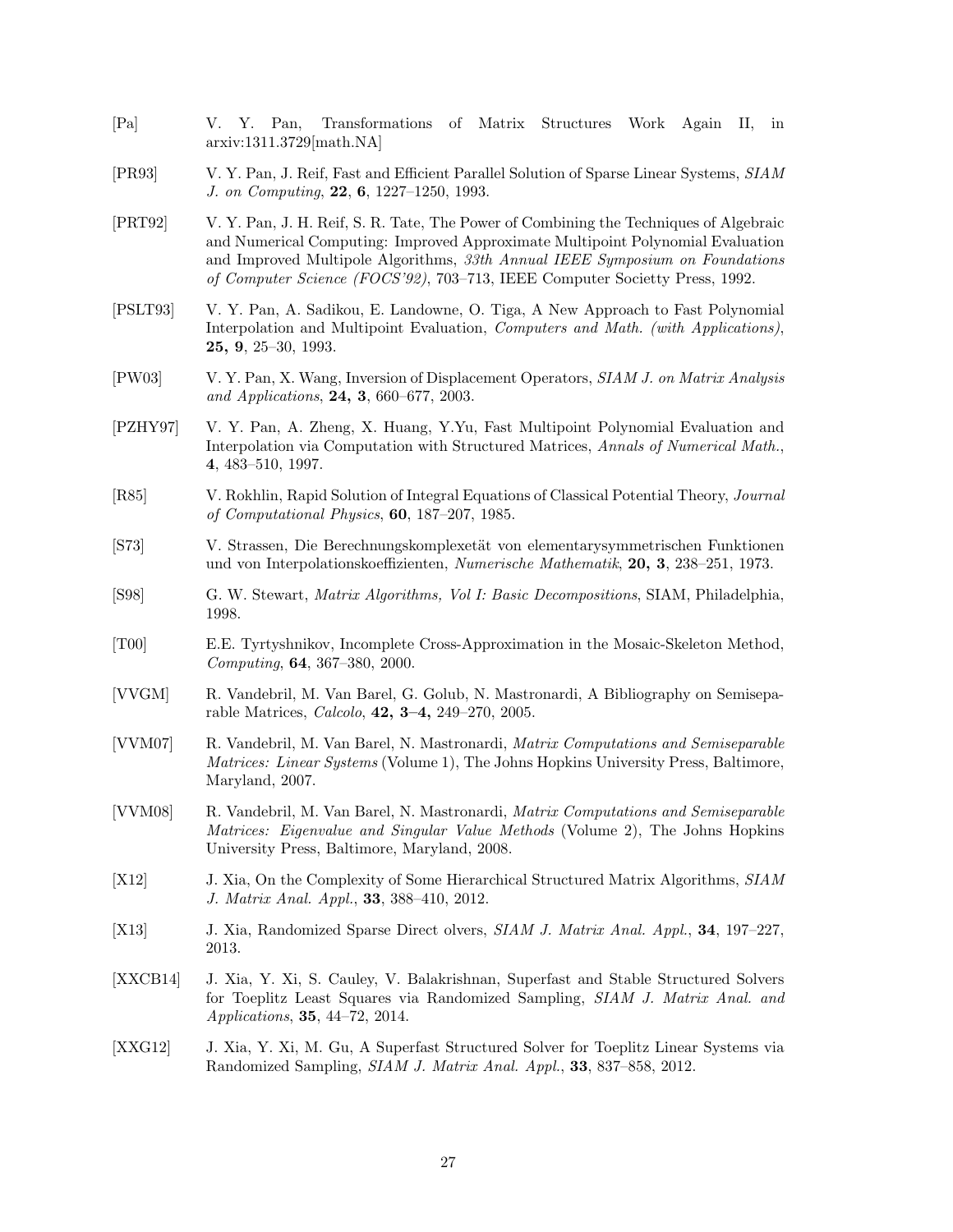[Pa] V. Y. Pan, Transformations of Matrix Structures Work Again II, in arxiv:1311.3729[math.NA]

[PR93] V. Y. Pan, J. Reif, Fast and Efficient Parallel Solution of Sparse Linear Systems, *SIAM J. on Computing*, **22**, **6**, 1227–1250, 1993.

[PRT92] V. Y. Pan, J. H. Reif, S. R. Tate, The Power of Combining the Techniques of Algebraic and Numerical Computing: Improved Approximate Multipoint Polynomial Evaluation and Improved Multipole Algorithms, *33th Annual IEEE Symposium on Foundations of Computer Science (FOCS'92)*, 703–713, IEEE Computer Societty Press, 1992.

[PSLT93] V. Y. Pan, A. Sadikou, E. Landowne, O. Tiga, A New Approach to Fast Polynomial Interpolation and Multipoint Evaluation, *Computers and Math. (with Applications)*, **25, 9**, 25–30, 1993.

[PW03] V. Y. Pan, X. Wang, Inversion of Displacement Operators, *SIAM J. on Matrix Analysis and Applications*, **24, 3**, 660–677, 2003.

[PZHY97] V. Y. Pan, A. Zheng, X. Huang, Y.Yu, Fast Multipoint Polynomial Evaluation and Interpolation via Computation with Structured Matrices, *Annals of Numerical Math.*, **4**, 483–510, 1997.

[R85] V. Rokhlin, Rapid Solution of Integral Equations of Classical Potential Theory, *Journal of Computational Physics*, **60**, 187–207, 1985.

[S73] V. Strassen, Die Berechnungskomplexetät von elementarysymmetrischen Funktionen und von Interpolationskoeffizienten, *Numerische Mathematik*, **20, 3**, 238–251, 1973.

[S98] G. W. Stewart, *Matrix Algorithms, Vol I: Basic Decompositions*, SIAM, Philadelphia, 1998.

[T00] E.E. Tyrtyshnikov, Incomplete Cross-Approximation in the Mosaic-Skeleton Method, *Computing*, **64**, 367–380, 2000.

[VVGM] R. Vandebril, M. Van Barel, G. Golub, N. Mastronardi, A Bibliography on Semiseparable Matrices, *Calcolo*, **42, 3–4,** 249–270, 2005.

[VVM07] R. Vandebril, M. Van Barel, N. Mastronardi, *Matrix Computations and Semiseparable Matrices: Linear Systems* (Volume 1), The Johns Hopkins University Press, Baltimore, Maryland, 2007.

[VVM08] R. Vandebril, M. Van Barel, N. Mastronardi, *Matrix Computations and Semiseparable Matrices: Eigenvalue and Singular Value Methods* (Volume 2), The Johns Hopkins University Press, Baltimore, Maryland, 2008.

[X12] J. Xia, On the Complexity of Some Hierarchical Structured Matrix Algorithms, *SIAM J. Matrix Anal. Appl.*, **33**, 388–410, 2012.

[X13] J. Xia, Randomized Sparse Direct olvers, *SIAM J. Matrix Anal. Appl.*, **34**, 197–227, 2013.

[XXCB14] J. Xia, Y. Xi, S. Cauley, V. Balakrishnan, Superfast and Stable Structured Solvers for Toeplitz Least Squares via Randomized Sampling, *SIAM J. Matrix Anal. and Applications*, **35**, 44–72, 2014.

[XXG12] J. Xia, Y. Xi, M. Gu, A Superfast Structured Solver for Toeplitz Linear Systems via Randomized Sampling, *SIAM J. Matrix Anal. Appl.*, **33**, 837–858, 2012.